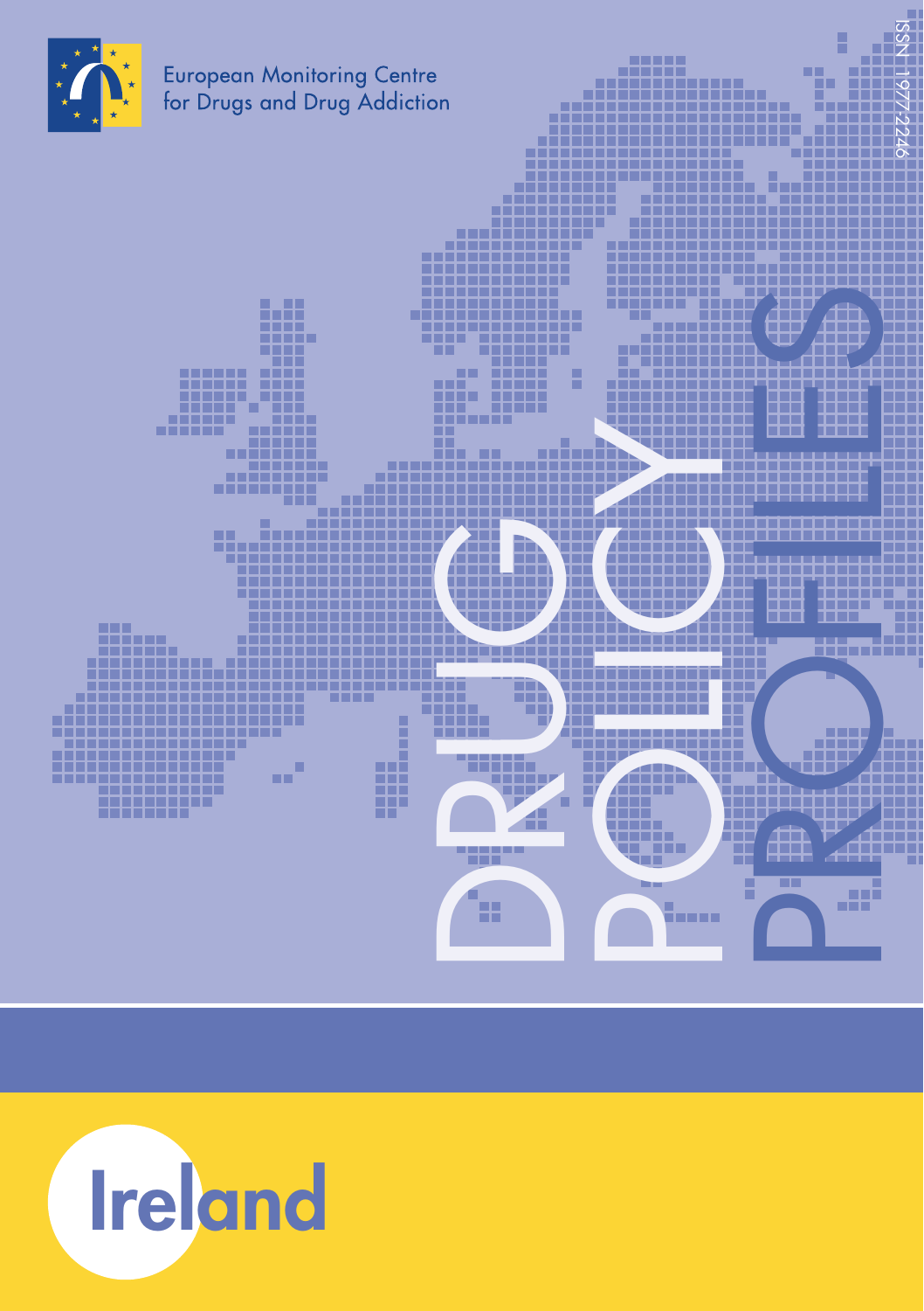European Monitoring Centre for Drugs and Drug Addiction

ISSN 1977-2246

# DRUG POLICY PROFILES

# Ireland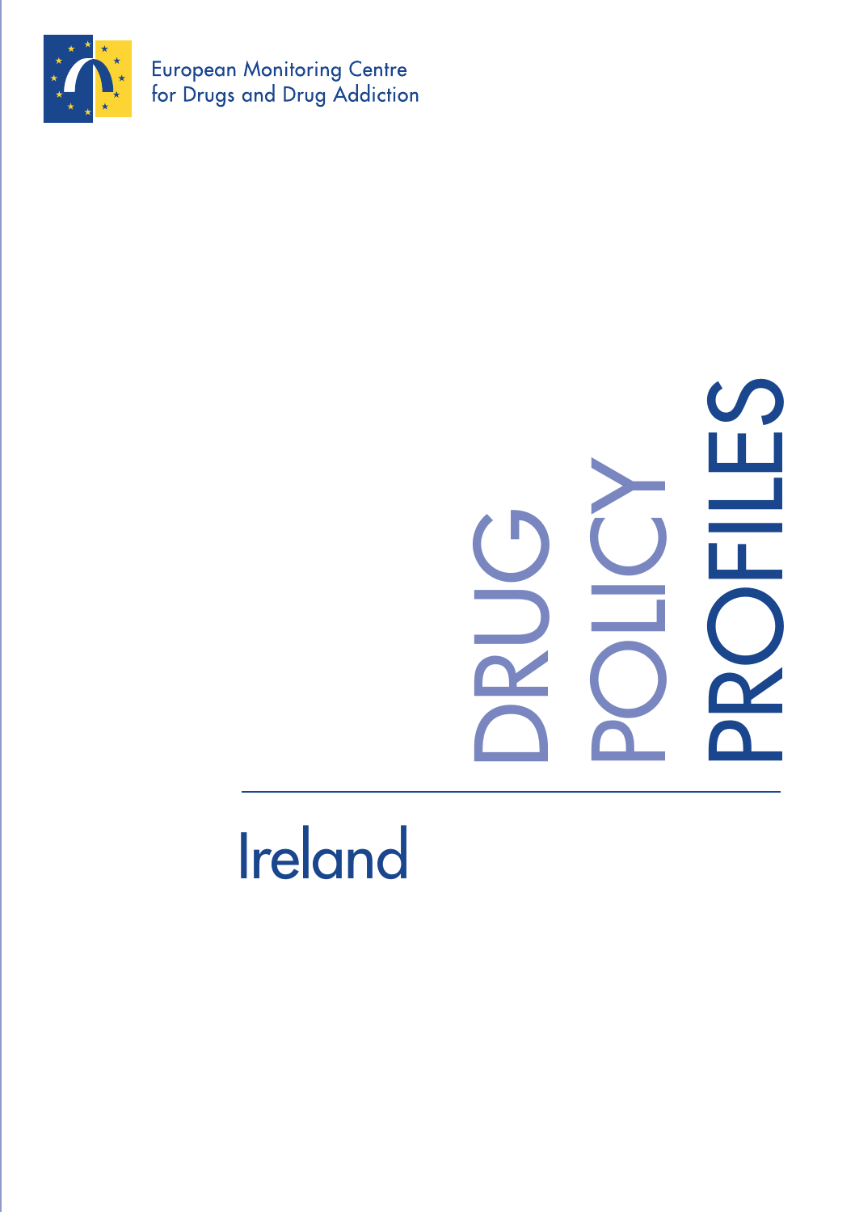European Monitoring Centre for Drugs and Drug Addiction

# DRUG POLICY PROFILES

## Ireland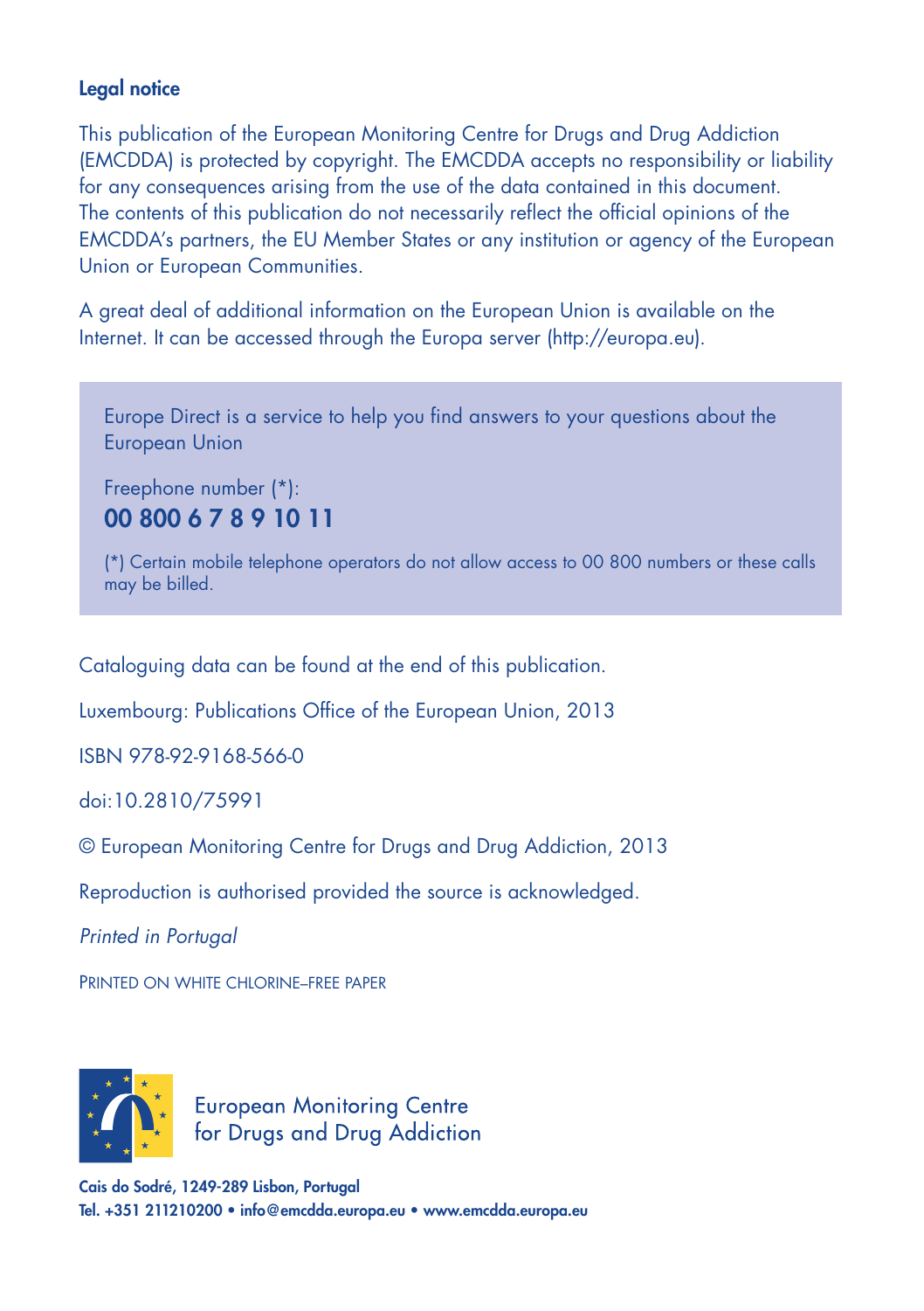**Legal notice**

This publication of the European Monitoring Centre for Drugs and Drug Addiction (EMCDDA) is protected by copyright. The EMCDDA accepts no responsibility or liability for any consequences arising from the use of the data contained in this document. The contents of this publication do not necessarily reflect the official opinions of the EMCDDA's partners, the EU Member States or any institution or agency of the European Union or European Communities.

A great deal of additional information on the European Union is available on the Internet. It can be accessed through the Europa server (http://europa.eu).

Europe Direct is a service to help you find answers to your questions about the European Union

Freephone number (*):
**00 800 6 7 8 9 10 11**

(*) Certain mobile telephone operators do not allow access to 00 800 numbers or these calls may be billed.

Cataloguing data can be found at the end of this publication.

Luxembourg: Publications Office of the European Union, 2013

ISBN 978-92-9168-566-0

doi:10.2810/75991

© European Monitoring Centre for Drugs and Drug Addiction, 2013

Reproduction is authorised provided the source is acknowledged.

*Printed in Portugal*

PRINTED ON WHITE CHLORINE–FREE PAPER

European Monitoring Centre for Drugs and Drug Addiction

**Cais do Sodré, 1249-289 Lisbon, Portugal**
**Tel. +351 211210200 • info@emcdda.europa.eu • www.emcdda.europa.eu**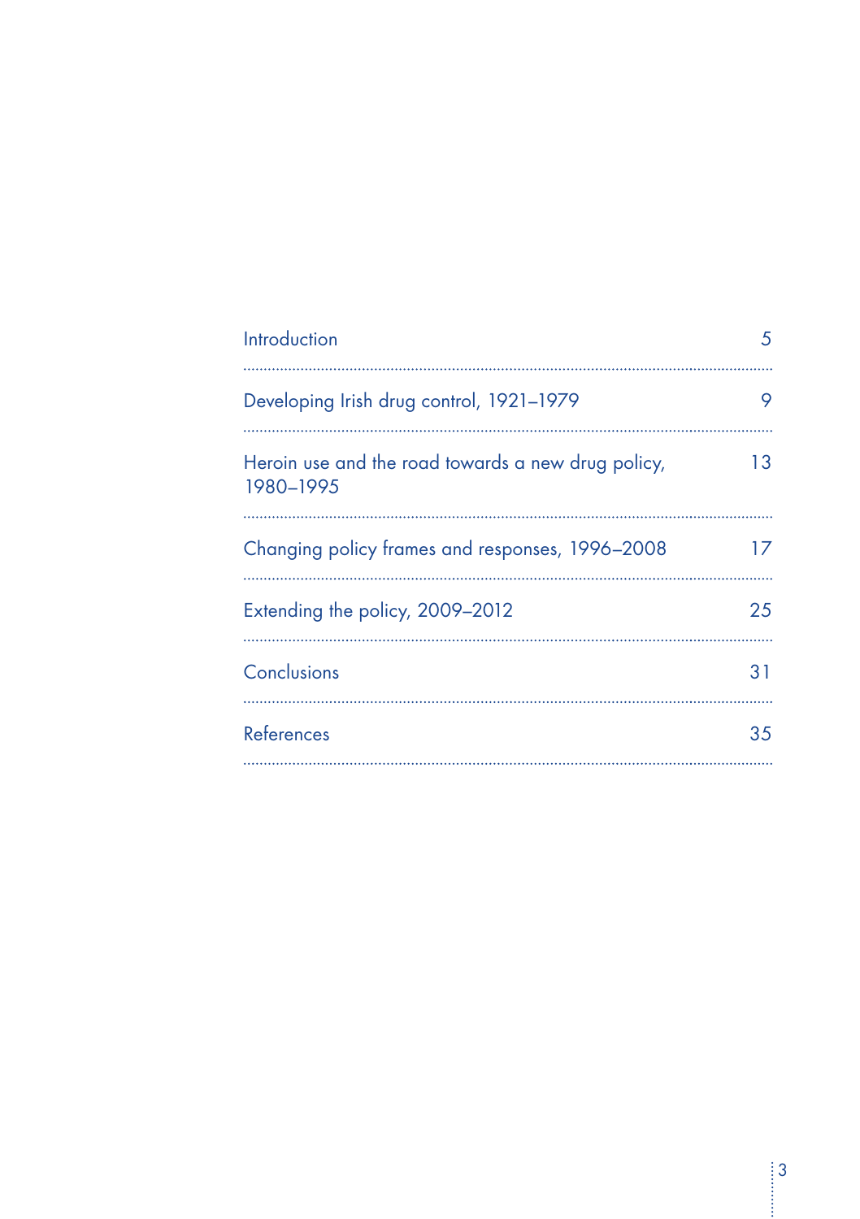| | |
|---|---|
| Introduction | 5 |
| Developing Irish drug control, 1921–1979 | 9 |
| Heroin use and the road towards a new drug policy, 1980–1995 | 13 |
| Changing policy frames and responses, 1996–2008 | 17 |
| Extending the policy, 2009–2012 | 25 |
| Conclusions | 31 |
| References | 35 |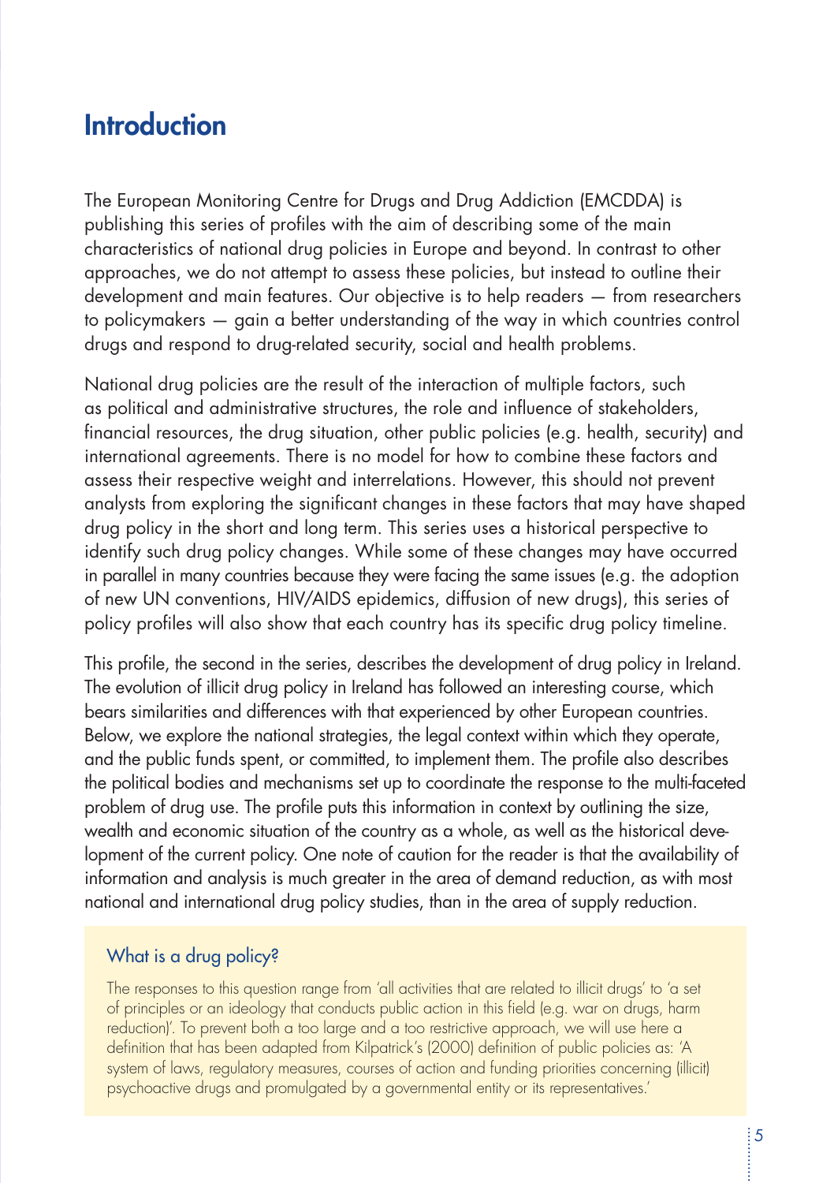# Introduction

The European Monitoring Centre for Drugs and Drug Addiction (EMCDDA) is publishing this series of profiles with the aim of describing some of the main characteristics of national drug policies in Europe and beyond. In contrast to other approaches, we do not attempt to assess these policies, but instead to outline their development and main features. Our objective is to help readers — from researchers to policymakers — gain a better understanding of the way in which countries control drugs and respond to drug-related security, social and health problems.

National drug policies are the result of the interaction of multiple factors, such as political and administrative structures, the role and influence of stakeholders, financial resources, the drug situation, other public policies (e.g. health, security) and international agreements. There is no model for how to combine these factors and assess their respective weight and interrelations. However, this should not prevent analysts from exploring the significant changes in these factors that may have shaped drug policy in the short and long term. This series uses a historical perspective to identify such drug policy changes. While some of these changes may have occurred in parallel in many countries because they were facing the same issues (e.g. the adoption of new UN conventions, HIV/AIDS epidemics, diffusion of new drugs), this series of policy profiles will also show that each country has its specific drug policy timeline.

This profile, the second in the series, describes the development of drug policy in Ireland. The evolution of illicit drug policy in Ireland has followed an interesting course, which bears similarities and differences with that experienced by other European countries. Below, we explore the national strategies, the legal context within which they operate, and the public funds spent, or committed, to implement them. The profile also describes the political bodies and mechanisms set up to coordinate the response to the multi-faceted problem of drug use. The profile puts this information in context by outlining the size, wealth and economic situation of the country as a whole, as well as the historical development of the current policy. One note of caution for the reader is that the availability of information and analysis is much greater in the area of demand reduction, as with most national and international drug policy studies, than in the area of supply reduction.

### What is a drug policy?

The responses to this question range from 'all activities that are related to illicit drugs' to 'a set of principles or an ideology that conducts public action in this field (e.g. war on drugs, harm reduction)'. To prevent both a too large and a too restrictive approach, we will use here a definition that has been adapted from Kilpatrick's (2000) definition of public policies as: 'A system of laws, regulatory measures, courses of action and funding priorities concerning (illicit) psychoactive drugs and promulgated by a governmental entity or its representatives.'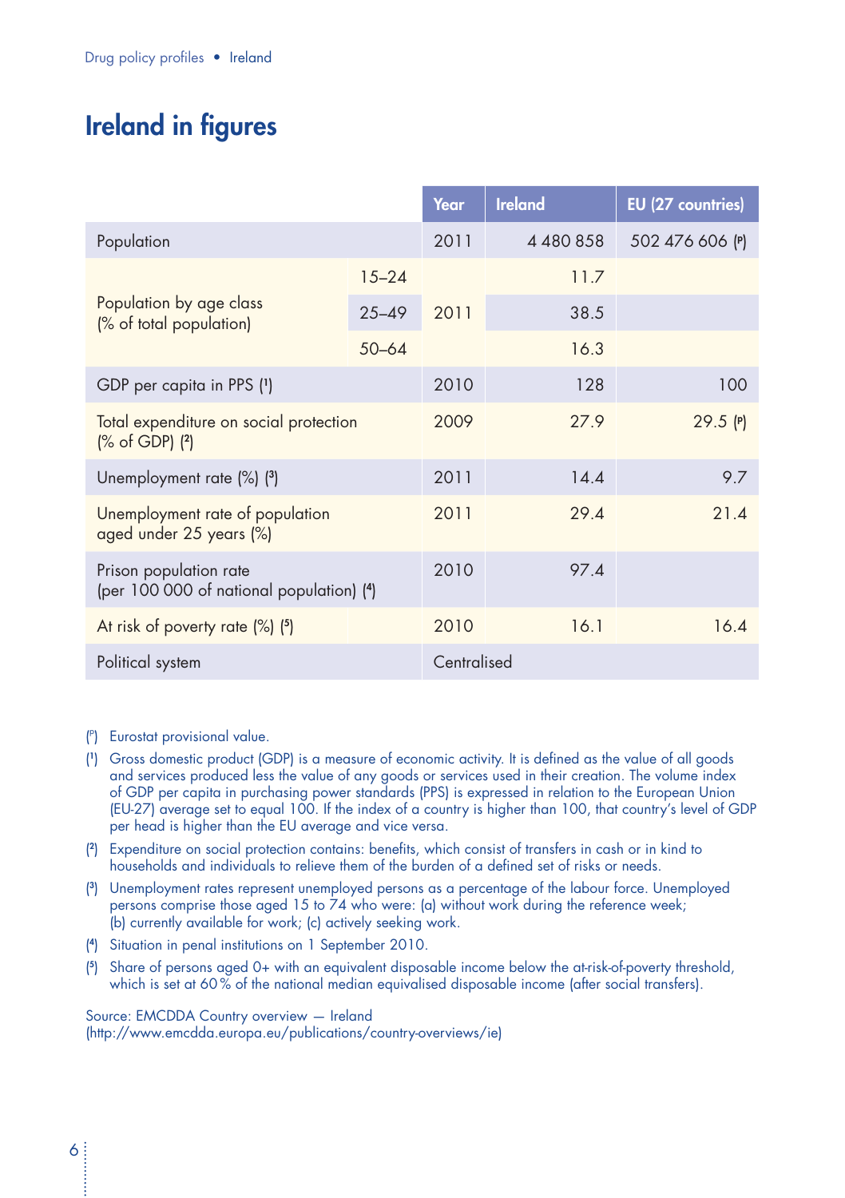# Ireland in figures

| | | Year | Ireland | EU (27 countries) |
|---|---|---|---|---|
| Population | | 2011 | 4 480 858 | 502 476 606 (p) |
| Population by age class (% of total population) | 15–24 | 2011 | 11.7 | |
| | 25–49 | | 38.5 | |
| | 50–64 | | 16.3 | |
| GDP per capita in PPS (1) | | 2010 | 128 | 100 |
| Total expenditure on social protection (% of GDP) (2) | | 2009 | 27.9 | 29.5 (p) |
| Unemployment rate (%) (3) | | 2011 | 14.4 | 9.7 |
| Unemployment rate of population aged under 25 years (%) | | 2011 | 29.4 | 21.4 |
| Prison population rate (per 100 000 of national population) (4) | | 2010 | 97.4 | |
| At risk of poverty rate (%) (5) | | 2010 | 16.1 | 16.4 |
| Political system | | Centralised | | |

(p) Eurostat provisional value.

(1) Gross domestic product (GDP) is a measure of economic activity. It is defined as the value of all goods and services produced less the value of any goods or services used in their creation. The volume index of GDP per capita in purchasing power standards (PPS) is expressed in relation to the European Union (EU-27) average set to equal 100. If the index of a country is higher than 100, that country's level of GDP per head is higher than the EU average and vice versa.

(2) Expenditure on social protection contains: benefits, which consist of transfers in cash or in kind to households and individuals to relieve them of the burden of a defined set of risks or needs.

(3) Unemployment rates represent unemployed persons as a percentage of the labour force. Unemployed persons comprise those aged 15 to 74 who were: (a) without work during the reference week; (b) currently available for work; (c) actively seeking work.

(4) Situation in penal institutions on 1 September 2010.

(5) Share of persons aged 0+ with an equivalent disposable income below the at-risk-of-poverty threshold, which is set at 60 % of the national median equivalised disposable income (after social transfers).

Source: EMCDDA Country overview — Ireland
(http://www.emcdda.europa.eu/publications/country-overviews/ie)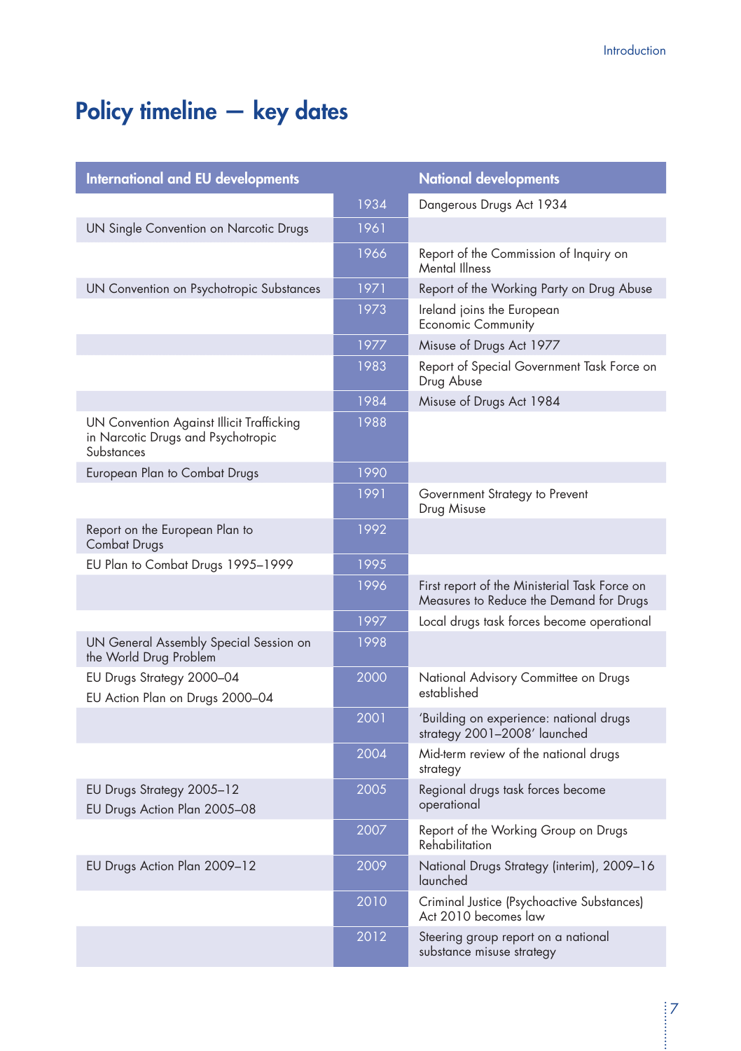# Policy timeline — key dates

| International and EU developments | | National developments |
|---|---|---|
| | 1934 | Dangerous Drugs Act 1934 |
| UN Single Convention on Narcotic Drugs | 1961 | |
| | 1966 | Report of the Commission of Inquiry on Mental Illness |
| UN Convention on Psychotropic Substances | 1971 | Report of the Working Party on Drug Abuse |
| | 1973 | Ireland joins the European Economic Community |
| | 1977 | Misuse of Drugs Act 1977 |
| | 1983 | Report of Special Government Task Force on Drug Abuse |
| | 1984 | Misuse of Drugs Act 1984 |
| UN Convention Against Illicit Trafficking in Narcotic Drugs and Psychotropic Substances | 1988 | |
| European Plan to Combat Drugs | 1990 | |
| | 1991 | Government Strategy to Prevent Drug Misuse |
| Report on the European Plan to Combat Drugs | 1992 | |
| EU Plan to Combat Drugs 1995–1999 | 1995 | |
| | 1996 | First report of the Ministerial Task Force on Measures to Reduce the Demand for Drugs |
| | 1997 | Local drugs task forces become operational |
| UN General Assembly Special Session on the World Drug Problem | 1998 | |
| EU Drugs Strategy 2000–04<br>EU Action Plan on Drugs 2000–04 | 2000 | National Advisory Committee on Drugs established |
| | 2001 | 'Building on experience: national drugs strategy 2001–2008' launched |
| | 2004 | Mid-term review of the national drugs strategy |
| EU Drugs Strategy 2005–12<br>EU Drugs Action Plan 2005–08 | 2005 | Regional drugs task forces become operational |
| | 2007 | Report of the Working Group on Drugs Rehabilitation |
| EU Drugs Action Plan 2009–12 | 2009 | National Drugs Strategy (interim), 2009–16 launched |
| | 2010 | Criminal Justice (Psychoactive Substances) Act 2010 becomes law |
| | 2012 | Steering group report on a national substance misuse strategy |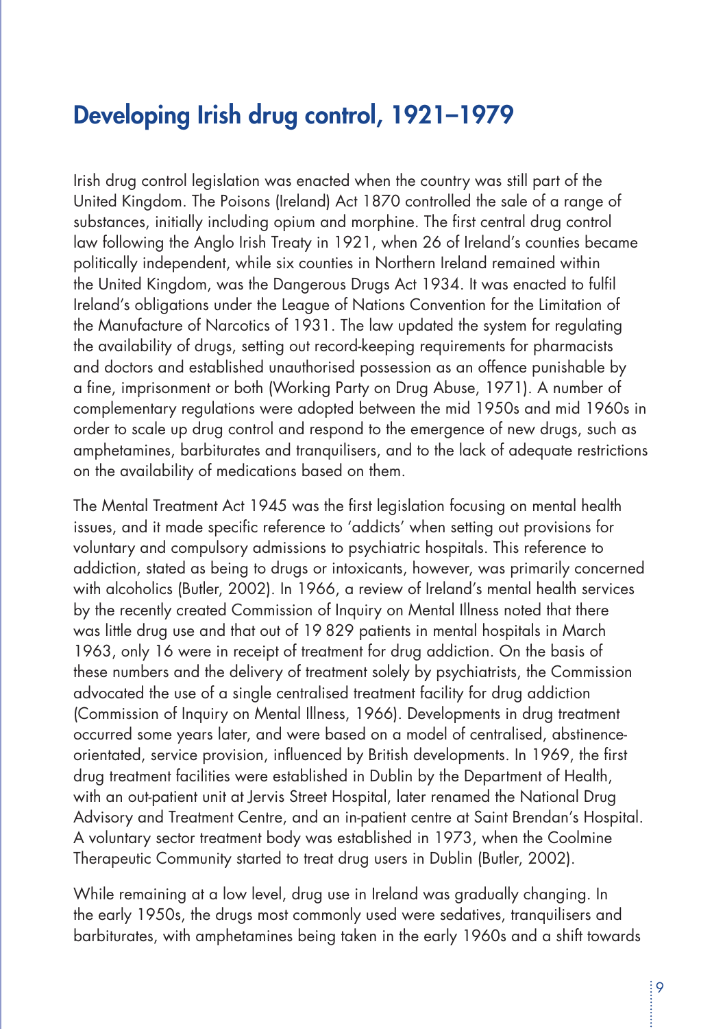## Developing Irish drug control, 1921–1979

Irish drug control legislation was enacted when the country was still part of the United Kingdom. The Poisons (Ireland) Act 1870 controlled the sale of a range of substances, initially including opium and morphine. The first central drug control law following the Anglo Irish Treaty in 1921, when 26 of Ireland's counties became politically independent, while six counties in Northern Ireland remained within the United Kingdom, was the Dangerous Drugs Act 1934. It was enacted to fulfil Ireland's obligations under the League of Nations Convention for the Limitation of the Manufacture of Narcotics of 1931. The law updated the system for regulating the availability of drugs, setting out record-keeping requirements for pharmacists and doctors and established unauthorised possession as an offence punishable by a fine, imprisonment or both (Working Party on Drug Abuse, 1971). A number of complementary regulations were adopted between the mid 1950s and mid 1960s in order to scale up drug control and respond to the emergence of new drugs, such as amphetamines, barbiturates and tranquilisers, and to the lack of adequate restrictions on the availability of medications based on them.

The Mental Treatment Act 1945 was the first legislation focusing on mental health issues, and it made specific reference to 'addicts' when setting out provisions for voluntary and compulsory admissions to psychiatric hospitals. This reference to addiction, stated as being to drugs or intoxicants, however, was primarily concerned with alcoholics (Butler, 2002). In 1966, a review of Ireland's mental health services by the recently created Commission of Inquiry on Mental Illness noted that there was little drug use and that out of 19 829 patients in mental hospitals in March 1963, only 16 were in receipt of treatment for drug addiction. On the basis of these numbers and the delivery of treatment solely by psychiatrists, the Commission advocated the use of a single centralised treatment facility for drug addiction (Commission of Inquiry on Mental Illness, 1966). Developments in drug treatment occurred some years later, and were based on a model of centralised, abstinence-orientated, service provision, influenced by British developments. In 1969, the first drug treatment facilities were established in Dublin by the Department of Health, with an out-patient unit at Jervis Street Hospital, later renamed the National Drug Advisory and Treatment Centre, and an in-patient centre at Saint Brendan's Hospital. A voluntary sector treatment body was established in 1973, when the Coolmine Therapeutic Community started to treat drug users in Dublin (Butler, 2002).

While remaining at a low level, drug use in Ireland was gradually changing. In the early 1950s, the drugs most commonly used were sedatives, tranquilisers and barbiturates, with amphetamines being taken in the early 1960s and a shift towards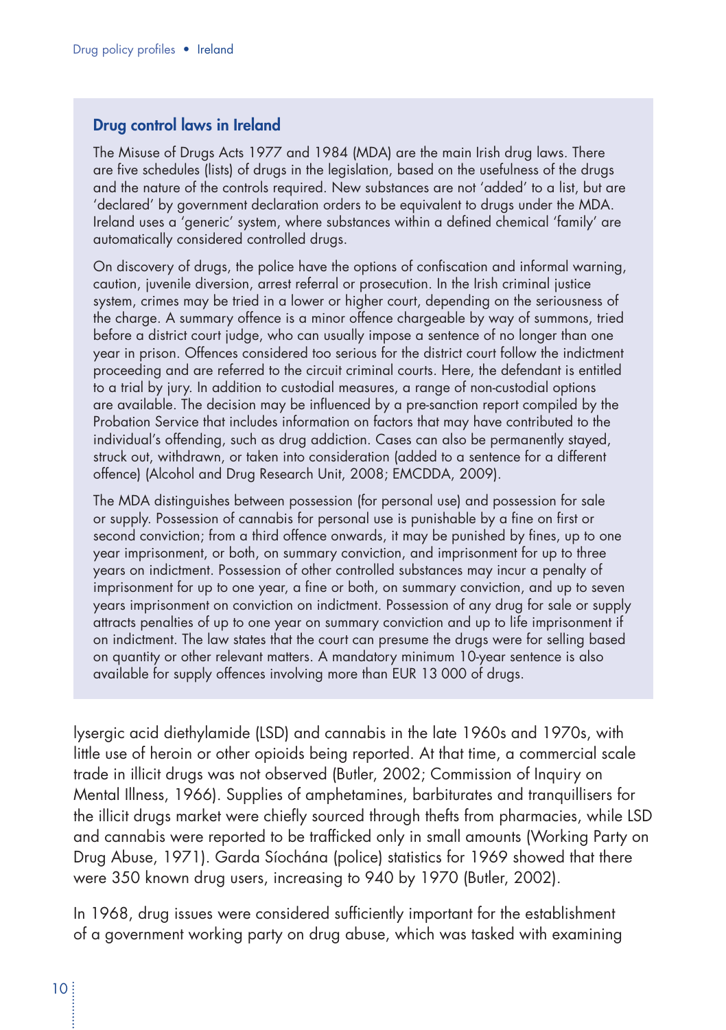### Drug control laws in Ireland

The Misuse of Drugs Acts 1977 and 1984 (MDA) are the main Irish drug laws. There are five schedules (lists) of drugs in the legislation, based on the usefulness of the drugs and the nature of the controls required. New substances are not 'added' to a list, but are 'declared' by government declaration orders to be equivalent to drugs under the MDA. Ireland uses a 'generic' system, where substances within a defined chemical 'family' are automatically considered controlled drugs.

On discovery of drugs, the police have the options of confiscation and informal warning, caution, juvenile diversion, arrest referral or prosecution. In the Irish criminal justice system, crimes may be tried in a lower or higher court, depending on the seriousness of the charge. A summary offence is a minor offence chargeable by way of summons, tried before a district court judge, who can usually impose a sentence of no longer than one year in prison. Offences considered too serious for the district court follow the indictment proceeding and are referred to the circuit criminal courts. Here, the defendant is entitled to a trial by jury. In addition to custodial measures, a range of non-custodial options are available. The decision may be influenced by a pre-sanction report compiled by the Probation Service that includes information on factors that may have contributed to the individual's offending, such as drug addiction. Cases can also be permanently stayed, struck out, withdrawn, or taken into consideration (added to a sentence for a different offence) (Alcohol and Drug Research Unit, 2008; EMCDDA, 2009).

The MDA distinguishes between possession (for personal use) and possession for sale or supply. Possession of cannabis for personal use is punishable by a fine on first or second conviction; from a third offence onwards, it may be punished by fines, up to one year imprisonment, or both, on summary conviction, and imprisonment for up to three years on indictment. Possession of other controlled substances may incur a penalty of imprisonment for up to one year, a fine or both, on summary conviction, and up to seven years imprisonment on conviction on indictment. Possession of any drug for sale or supply attracts penalties of up to one year on summary conviction and up to life imprisonment if on indictment. The law states that the court can presume the drugs were for selling based on quantity or other relevant matters. A mandatory minimum 10-year sentence is also available for supply offences involving more than EUR 13 000 of drugs.

lysergic acid diethylamide (LSD) and cannabis in the late 1960s and 1970s, with little use of heroin or other opioids being reported. At that time, a commercial scale trade in illicit drugs was not observed (Butler, 2002; Commission of Inquiry on Mental Illness, 1966). Supplies of amphetamines, barbiturates and tranquillisers for the illicit drugs market were chiefly sourced through thefts from pharmacies, while LSD and cannabis were reported to be trafficked only in small amounts (Working Party on Drug Abuse, 1971). Garda Síochána (police) statistics for 1969 showed that there were 350 known drug users, increasing to 940 by 1970 (Butler, 2002).

In 1968, drug issues were considered sufficiently important for the establishment of a government working party on drug abuse, which was tasked with examining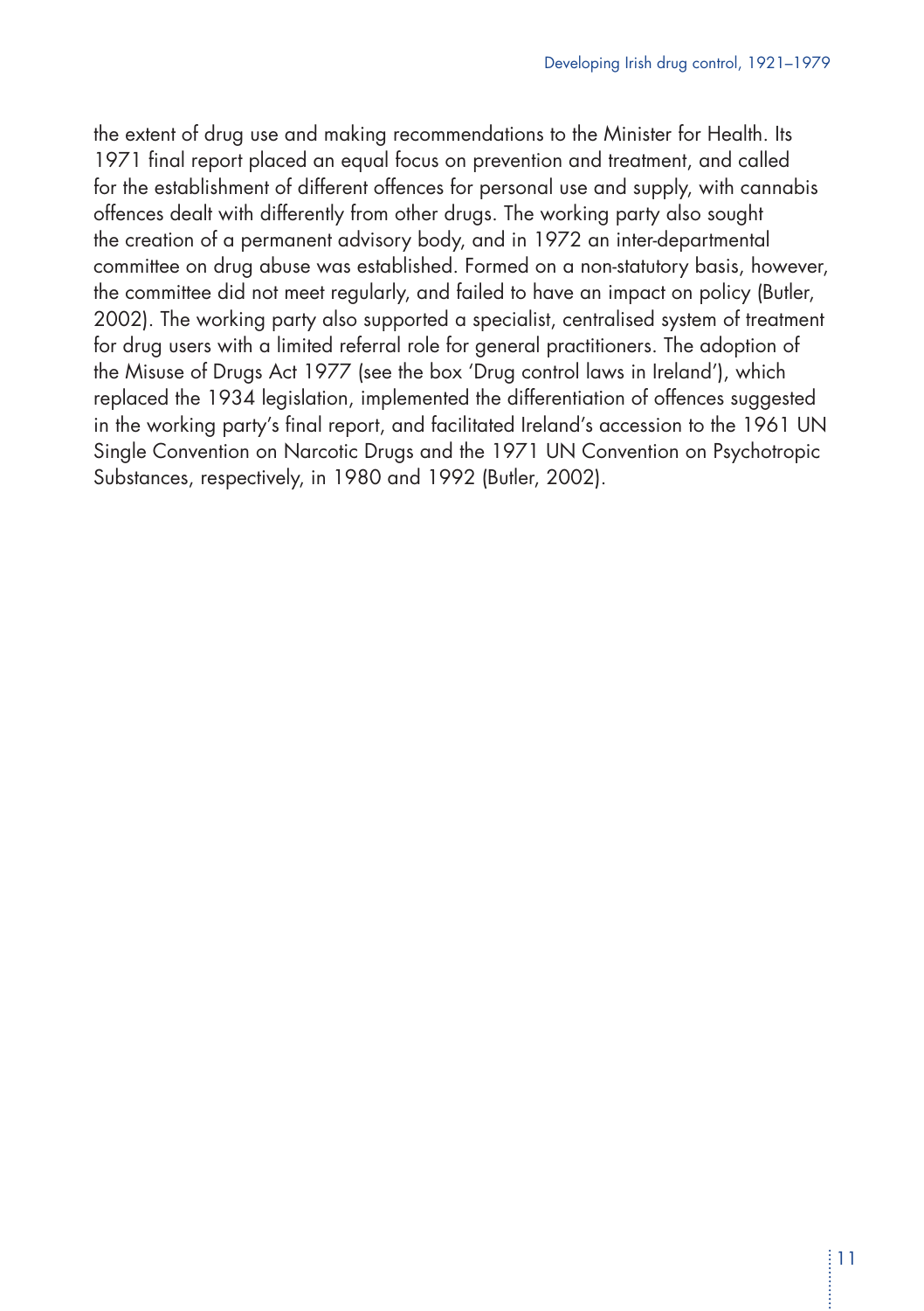the extent of drug use and making recommendations to the Minister for Health. Its 1971 final report placed an equal focus on prevention and treatment, and called for the establishment of different offences for personal use and supply, with cannabis offences dealt with differently from other drugs. The working party also sought the creation of a permanent advisory body, and in 1972 an inter-departmental committee on drug abuse was established. Formed on a non-statutory basis, however, the committee did not meet regularly, and failed to have an impact on policy (Butler, 2002). The working party also supported a specialist, centralised system of treatment for drug users with a limited referral role for general practitioners. The adoption of the Misuse of Drugs Act 1977 (see the box 'Drug control laws in Ireland'), which replaced the 1934 legislation, implemented the differentiation of offences suggested in the working party's final report, and facilitated Ireland's accession to the 1961 UN Single Convention on Narcotic Drugs and the 1971 UN Convention on Psychotropic Substances, respectively, in 1980 and 1992 (Butler, 2002).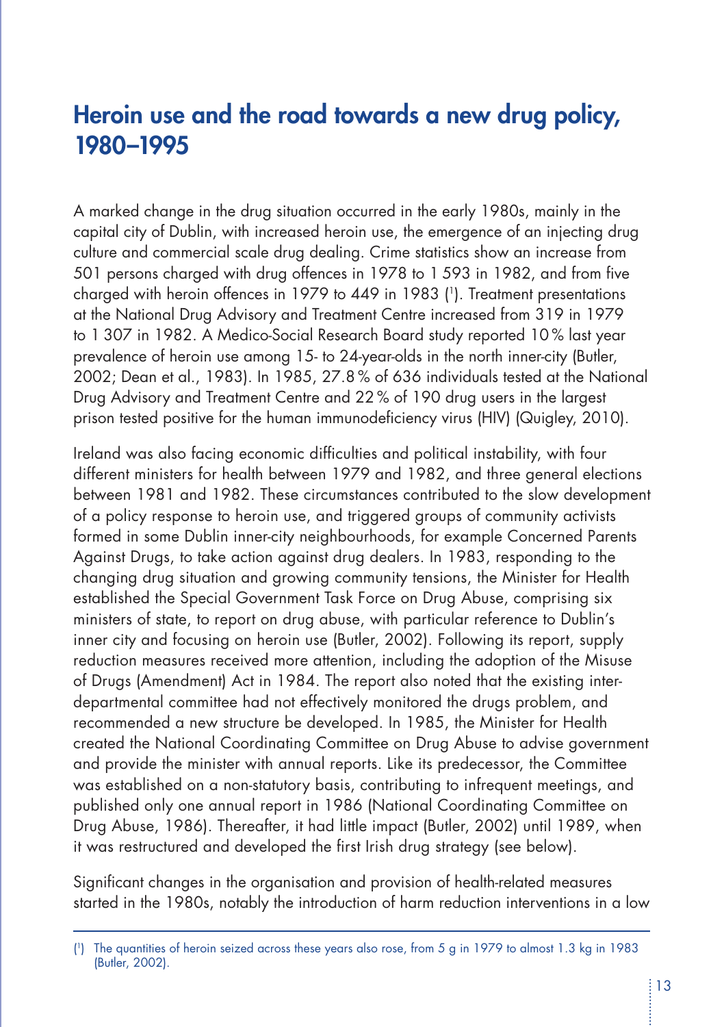## Heroin use and the road towards a new drug policy, 1980–1995

A marked change in the drug situation occurred in the early 1980s, mainly in the capital city of Dublin, with increased heroin use, the emergence of an injecting drug culture and commercial scale drug dealing. Crime statistics show an increase from 501 persons charged with drug offences in 1978 to 1 593 in 1982, and from five charged with heroin offences in 1979 to 449 in 1983 ([1]). Treatment presentations at the National Drug Advisory and Treatment Centre increased from 319 in 1979 to 1 307 in 1982. A Medico-Social Research Board study reported 10 % last year prevalence of heroin use among 15- to 24-year-olds in the north inner-city (Butler, 2002; Dean et al., 1983). In 1985, 27.8 % of 636 individuals tested at the National Drug Advisory and Treatment Centre and 22 % of 190 drug users in the largest prison tested positive for the human immunodeficiency virus (HIV) (Quigley, 2010).

Ireland was also facing economic difficulties and political instability, with four different ministers for health between 1979 and 1982, and three general elections between 1981 and 1982. These circumstances contributed to the slow development of a policy response to heroin use, and triggered groups of community activists formed in some Dublin inner-city neighbourhoods, for example Concerned Parents Against Drugs, to take action against drug dealers. In 1983, responding to the changing drug situation and growing community tensions, the Minister for Health established the Special Government Task Force on Drug Abuse, comprising six ministers of state, to report on drug abuse, with particular reference to Dublin's inner city and focusing on heroin use (Butler, 2002). Following its report, supply reduction measures received more attention, including the adoption of the Misuse of Drugs (Amendment) Act in 1984. The report also noted that the existing inter-departmental committee had not effectively monitored the drugs problem, and recommended a new structure be developed. In 1985, the Minister for Health created the National Coordinating Committee on Drug Abuse to advise government and provide the minister with annual reports. Like its predecessor, the Committee was established on a non-statutory basis, contributing to infrequent meetings, and published only one annual report in 1986 (National Coordinating Committee on Drug Abuse, 1986). Thereafter, it had little impact (Butler, 2002) until 1989, when it was restructured and developed the first Irish drug strategy (see below).

Significant changes in the organisation and provision of health-related measures started in the 1980s, notably the introduction of harm reduction interventions in a low

---

([1]) The quantities of heroin seized across these years also rose, from 5 g in 1979 to almost 1.3 kg in 1983 (Butler, 2002).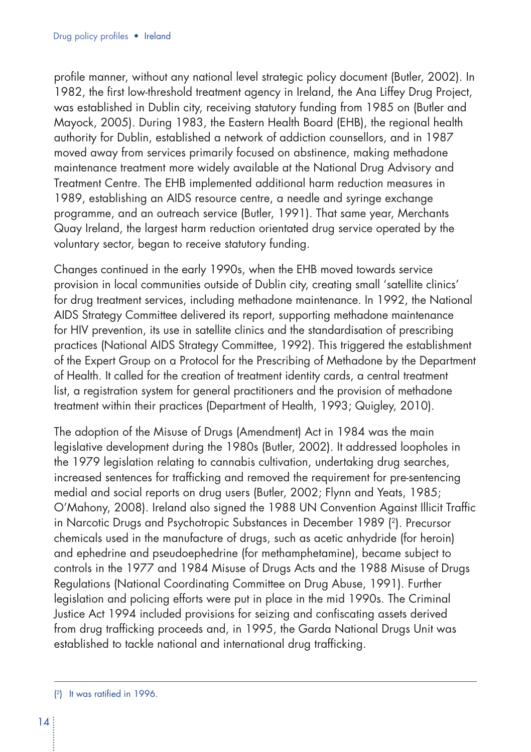profile manner, without any national level strategic policy document (Butler, 2002). In 1982, the first low-threshold treatment agency in Ireland, the Ana Liffey Drug Project, was established in Dublin city, receiving statutory funding from 1985 on (Butler and Mayock, 2005). During 1983, the Eastern Health Board (EHB), the regional health authority for Dublin, established a network of addiction counsellors, and in 1987 moved away from services primarily focused on abstinence, making methadone maintenance treatment more widely available at the National Drug Advisory and Treatment Centre. The EHB implemented additional harm reduction measures in 1989, establishing an AIDS resource centre, a needle and syringe exchange programme, and an outreach service (Butler, 1991). That same year, Merchants Quay Ireland, the largest harm reduction orientated drug service operated by the voluntary sector, began to receive statutory funding.

Changes continued in the early 1990s, when the EHB moved towards service provision in local communities outside of Dublin city, creating small 'satellite clinics' for drug treatment services, including methadone maintenance. In 1992, the National AIDS Strategy Committee delivered its report, supporting methadone maintenance for HIV prevention, its use in satellite clinics and the standardisation of prescribing practices (National AIDS Strategy Committee, 1992). This triggered the establishment of the Expert Group on a Protocol for the Prescribing of Methadone by the Department of Health. It called for the creation of treatment identity cards, a central treatment list, a registration system for general practitioners and the provision of methadone treatment within their practices (Department of Health, 1993; Quigley, 2010).

The adoption of the Misuse of Drugs (Amendment) Act in 1984 was the main legislative development during the 1980s (Butler, 2002). It addressed loopholes in the 1979 legislation relating to cannabis cultivation, undertaking drug searches, increased sentences for trafficking and removed the requirement for pre-sentencing medial and social reports on drug users (Butler, 2002; Flynn and Yeats, 1985; O'Mahony, 2008). Ireland also signed the 1988 UN Convention Against Illicit Traffic in Narcotic Drugs and Psychotropic Substances in December 1989 [2]. Precursor chemicals used in the manufacture of drugs, such as acetic anhydride (for heroin) and ephedrine and pseudoephedrine (for methamphetamine), became subject to controls in the 1977 and 1984 Misuse of Drugs Acts and the 1988 Misuse of Drugs Regulations (National Coordinating Committee on Drug Abuse, 1991). Further legislation and policing efforts were put in place in the mid 1990s. The Criminal Justice Act 1994 included provisions for seizing and confiscating assets derived from drug trafficking proceeds and, in 1995, the Garda National Drugs Unit was established to tackle national and international drug trafficking.

---

[2] It was ratified in 1996.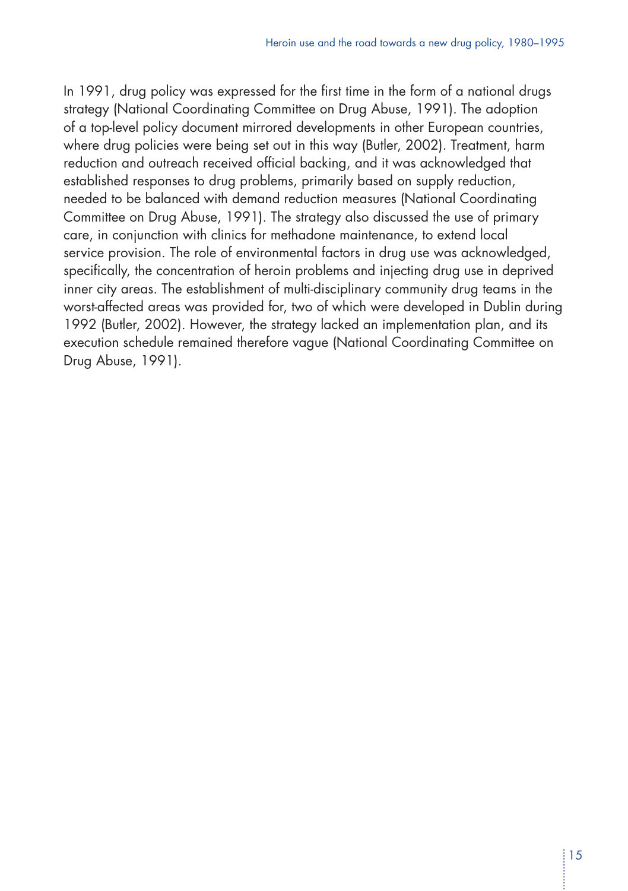In 1991, drug policy was expressed for the first time in the form of a national drugs strategy (National Coordinating Committee on Drug Abuse, 1991). The adoption of a top-level policy document mirrored developments in other European countries, where drug policies were being set out in this way (Butler, 2002). Treatment, harm reduction and outreach received official backing, and it was acknowledged that established responses to drug problems, primarily based on supply reduction, needed to be balanced with demand reduction measures (National Coordinating Committee on Drug Abuse, 1991). The strategy also discussed the use of primary care, in conjunction with clinics for methadone maintenance, to extend local service provision. The role of environmental factors in drug use was acknowledged, specifically, the concentration of heroin problems and injecting drug use in deprived inner city areas. The establishment of multi-disciplinary community drug teams in the worst-affected areas was provided for, two of which were developed in Dublin during 1992 (Butler, 2002). However, the strategy lacked an implementation plan, and its execution schedule remained therefore vague (National Coordinating Committee on Drug Abuse, 1991).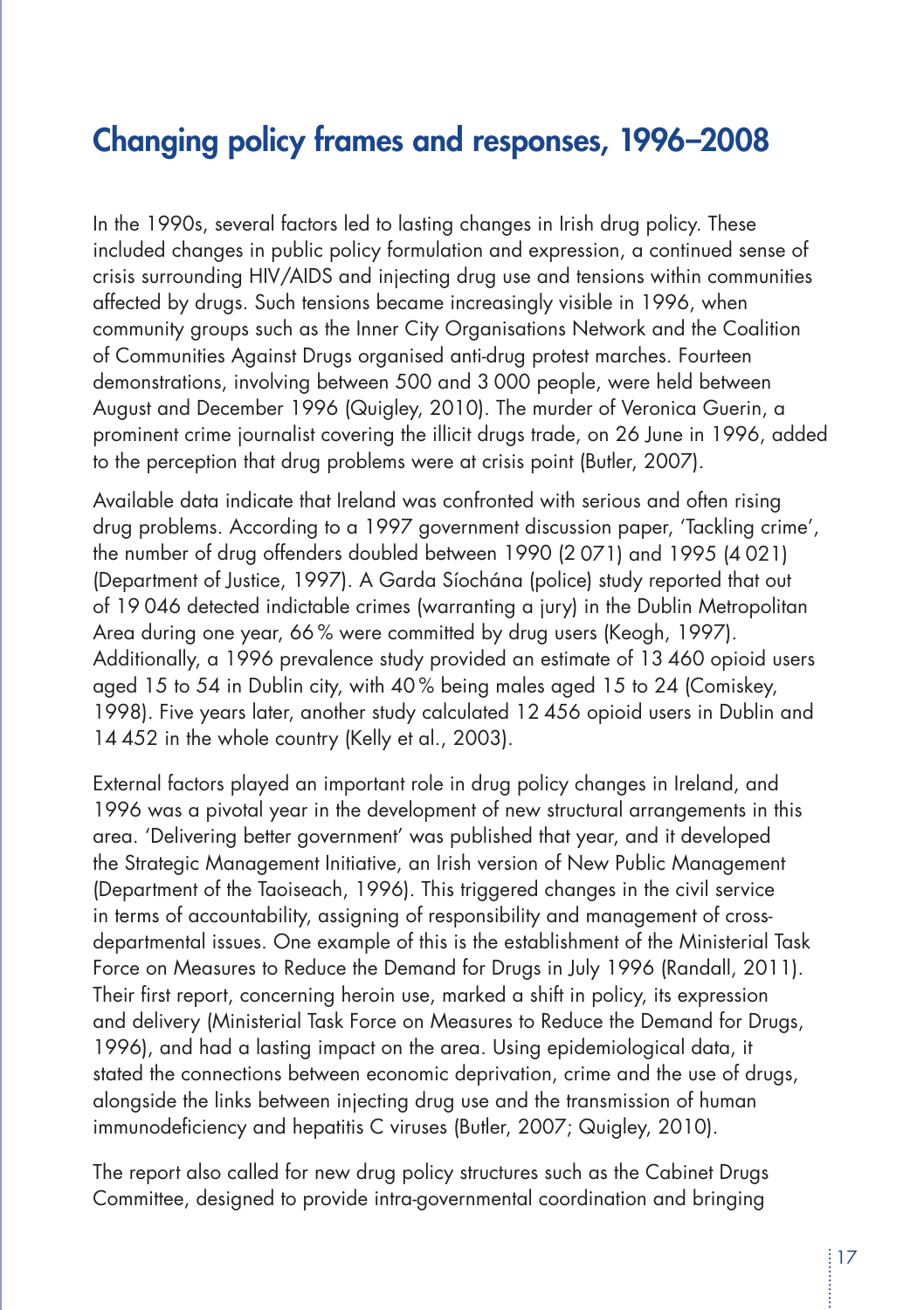## Changing policy frames and responses, 1996–2008

In the 1990s, several factors led to lasting changes in Irish drug policy. These included changes in public policy formulation and expression, a continued sense of crisis surrounding HIV/AIDS and injecting drug use and tensions within communities affected by drugs. Such tensions became increasingly visible in 1996, when community groups such as the Inner City Organisations Network and the Coalition of Communities Against Drugs organised anti-drug protest marches. Fourteen demonstrations, involving between 500 and 3 000 people, were held between August and December 1996 (Quigley, 2010). The murder of Veronica Guerin, a prominent crime journalist covering the illicit drugs trade, on 26 June in 1996, added to the perception that drug problems were at crisis point (Butler, 2007).

Available data indicate that Ireland was confronted with serious and often rising drug problems. According to a 1997 government discussion paper, 'Tackling crime', the number of drug offenders doubled between 1990 (2 071) and 1995 (4 021) (Department of Justice, 1997). A Garda Síochána (police) study reported that out of 19 046 detected indictable crimes (warranting a jury) in the Dublin Metropolitan Area during one year, 66 % were committed by drug users (Keogh, 1997). Additionally, a 1996 prevalence study provided an estimate of 13 460 opioid users aged 15 to 54 in Dublin city, with 40 % being males aged 15 to 24 (Comiskey, 1998). Five years later, another study calculated 12 456 opioid users in Dublin and 14 452 in the whole country (Kelly et al., 2003).

External factors played an important role in drug policy changes in Ireland, and 1996 was a pivotal year in the development of new structural arrangements in this area. 'Delivering better government' was published that year, and it developed the Strategic Management Initiative, an Irish version of New Public Management (Department of the Taoiseach, 1996). This triggered changes in the civil service in terms of accountability, assigning of responsibility and management of cross-departmental issues. One example of this is the establishment of the Ministerial Task Force on Measures to Reduce the Demand for Drugs in July 1996 (Randall, 2011). Their first report, concerning heroin use, marked a shift in policy, its expression and delivery (Ministerial Task Force on Measures to Reduce the Demand for Drugs, 1996), and had a lasting impact on the area. Using epidemiological data, it stated the connections between economic deprivation, crime and the use of drugs, alongside the links between injecting drug use and the transmission of human immunodeficiency and hepatitis C viruses (Butler, 2007; Quigley, 2010).

The report also called for new drug policy structures such as the Cabinet Drugs Committee, designed to provide intra-governmental coordination and bringing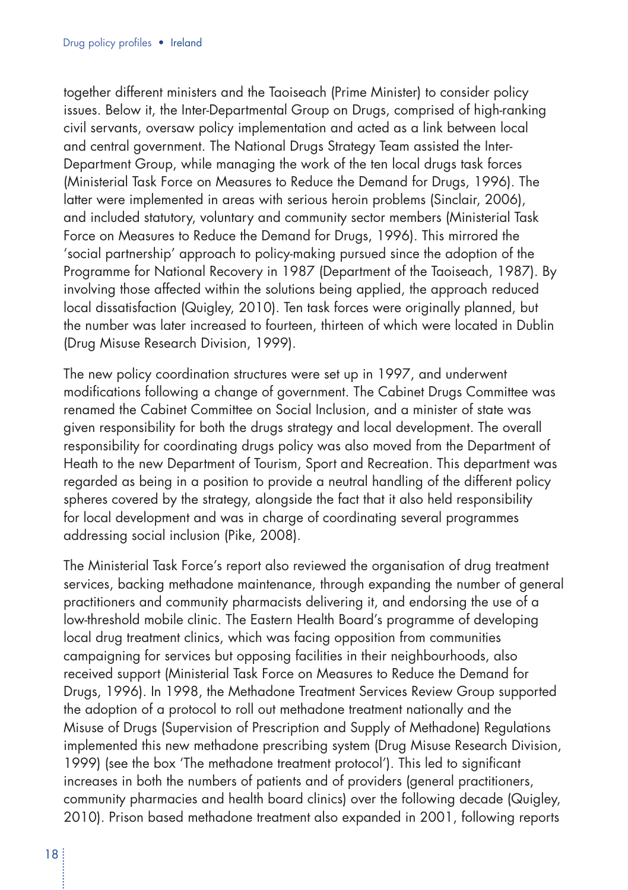together different ministers and the Taoiseach (Prime Minister) to consider policy issues. Below it, the Inter-Departmental Group on Drugs, comprised of high-ranking civil servants, oversaw policy implementation and acted as a link between local and central government. The National Drugs Strategy Team assisted the Inter-Department Group, while managing the work of the ten local drugs task forces (Ministerial Task Force on Measures to Reduce the Demand for Drugs, 1996). The latter were implemented in areas with serious heroin problems (Sinclair, 2006), and included statutory, voluntary and community sector members (Ministerial Task Force on Measures to Reduce the Demand for Drugs, 1996). This mirrored the 'social partnership' approach to policy-making pursued since the adoption of the Programme for National Recovery in 1987 (Department of the Taoiseach, 1987). By involving those affected within the solutions being applied, the approach reduced local dissatisfaction (Quigley, 2010). Ten task forces were originally planned, but the number was later increased to fourteen, thirteen of which were located in Dublin (Drug Misuse Research Division, 1999).

The new policy coordination structures were set up in 1997, and underwent modifications following a change of government. The Cabinet Drugs Committee was renamed the Cabinet Committee on Social Inclusion, and a minister of state was given responsibility for both the drugs strategy and local development. The overall responsibility for coordinating drugs policy was also moved from the Department of Heath to the new Department of Tourism, Sport and Recreation. This department was regarded as being in a position to provide a neutral handling of the different policy spheres covered by the strategy, alongside the fact that it also held responsibility for local development and was in charge of coordinating several programmes addressing social inclusion (Pike, 2008).

The Ministerial Task Force's report also reviewed the organisation of drug treatment services, backing methadone maintenance, through expanding the number of general practitioners and community pharmacists delivering it, and endorsing the use of a low-threshold mobile clinic. The Eastern Health Board's programme of developing local drug treatment clinics, which was facing opposition from communities campaigning for services but opposing facilities in their neighbourhoods, also received support (Ministerial Task Force on Measures to Reduce the Demand for Drugs, 1996). In 1998, the Methadone Treatment Services Review Group supported the adoption of a protocol to roll out methadone treatment nationally and the Misuse of Drugs (Supervision of Prescription and Supply of Methadone) Regulations implemented this new methadone prescribing system (Drug Misuse Research Division, 1999) (see the box 'The methadone treatment protocol'). This led to significant increases in both the numbers of patients and of providers (general practitioners, community pharmacies and health board clinics) over the following decade (Quigley, 2010). Prison based methadone treatment also expanded in 2001, following reports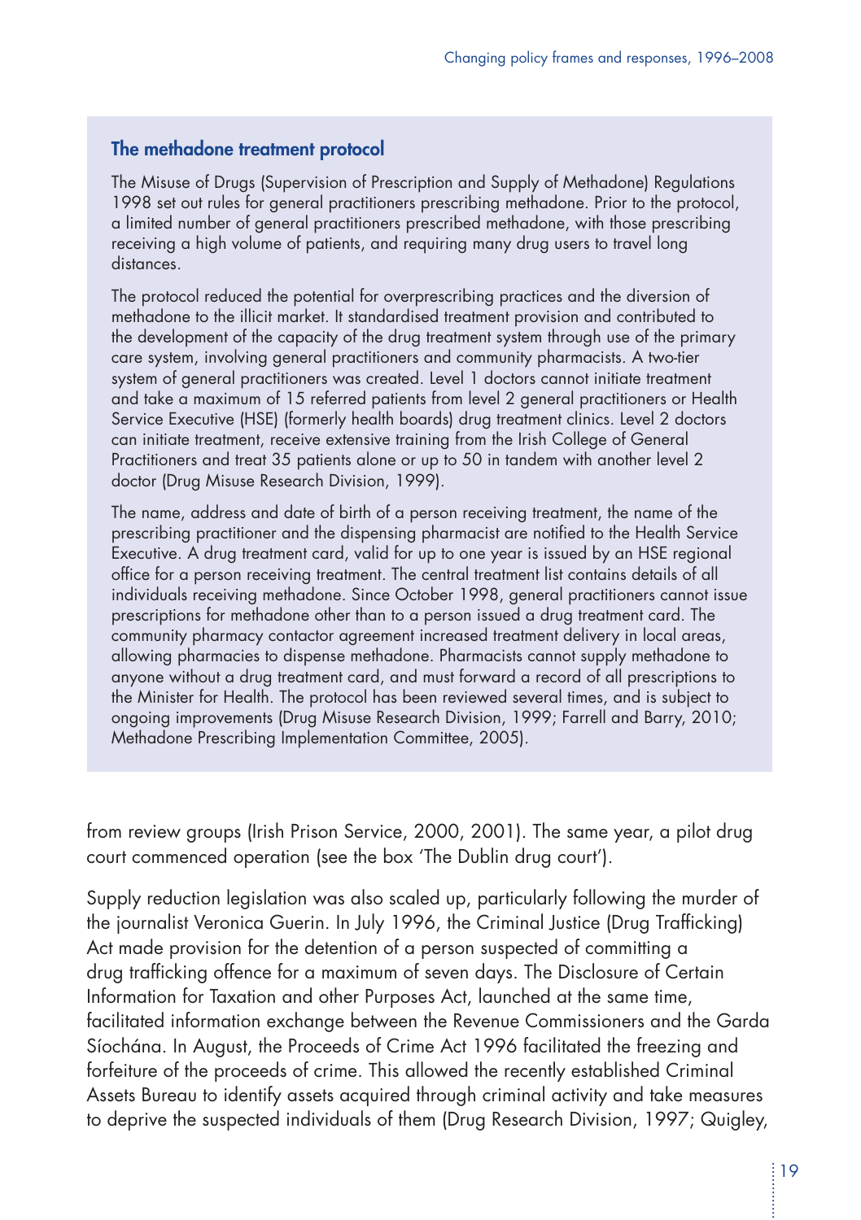### The methadone treatment protocol

The Misuse of Drugs (Supervision of Prescription and Supply of Methadone) Regulations 1998 set out rules for general practitioners prescribing methadone. Prior to the protocol, a limited number of general practitioners prescribed methadone, with those prescribing receiving a high volume of patients, and requiring many drug users to travel long distances.

The protocol reduced the potential for overprescribing practices and the diversion of methadone to the illicit market. It standardised treatment provision and contributed to the development of the capacity of the drug treatment system through use of the primary care system, involving general practitioners and community pharmacists. A two-tier system of general practitioners was created. Level 1 doctors cannot initiate treatment and take a maximum of 15 referred patients from level 2 general practitioners or Health Service Executive (HSE) (formerly health boards) drug treatment clinics. Level 2 doctors can initiate treatment, receive extensive training from the Irish College of General Practitioners and treat 35 patients alone or up to 50 in tandem with another level 2 doctor (Drug Misuse Research Division, 1999).

The name, address and date of birth of a person receiving treatment, the name of the prescribing practitioner and the dispensing pharmacist are notified to the Health Service Executive. A drug treatment card, valid for up to one year is issued by an HSE regional office for a person receiving treatment. The central treatment list contains details of all individuals receiving methadone. Since October 1998, general practitioners cannot issue prescriptions for methadone other than to a person issued a drug treatment card. The community pharmacy contactor agreement increased treatment delivery in local areas, allowing pharmacies to dispense methadone. Pharmacists cannot supply methadone to anyone without a drug treatment card, and must forward a record of all prescriptions to the Minister for Health. The protocol has been reviewed several times, and is subject to ongoing improvements (Drug Misuse Research Division, 1999; Farrell and Barry, 2010; Methadone Prescribing Implementation Committee, 2005).

from review groups (Irish Prison Service, 2000, 2001). The same year, a pilot drug court commenced operation (see the box 'The Dublin drug court').

Supply reduction legislation was also scaled up, particularly following the murder of the journalist Veronica Guerin. In July 1996, the Criminal Justice (Drug Trafficking) Act made provision for the detention of a person suspected of committing a drug trafficking offence for a maximum of seven days. The Disclosure of Certain Information for Taxation and other Purposes Act, launched at the same time, facilitated information exchange between the Revenue Commissioners and the Garda Síochána. In August, the Proceeds of Crime Act 1996 facilitated the freezing and forfeiture of the proceeds of crime. This allowed the recently established Criminal Assets Bureau to identify assets acquired through criminal activity and take measures to deprive the suspected individuals of them (Drug Research Division, 1997; Quigley,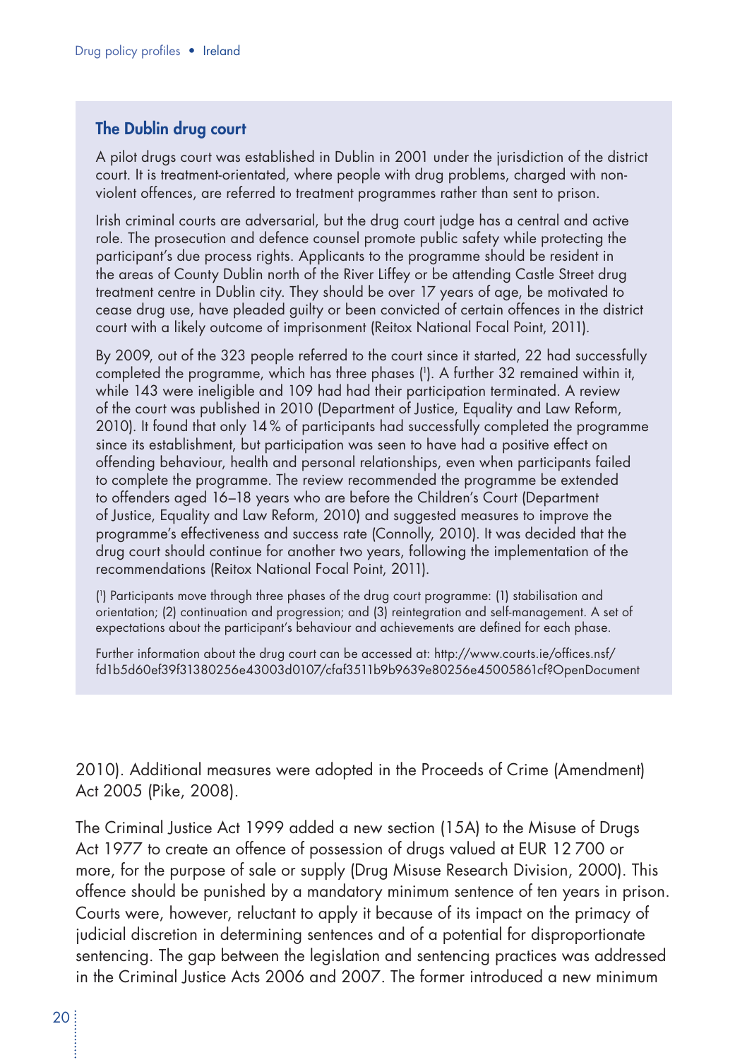## The Dublin drug court

A pilot drugs court was established in Dublin in 2001 under the jurisdiction of the district court. It is treatment-orientated, where people with drug problems, charged with non-violent offences, are referred to treatment programmes rather than sent to prison.

Irish criminal courts are adversarial, but the drug court judge has a central and active role. The prosecution and defence counsel promote public safety while protecting the participant's due process rights. Applicants to the programme should be resident in the areas of County Dublin north of the River Liffey or be attending Castle Street drug treatment centre in Dublin city. They should be over 17 years of age, be motivated to cease drug use, have pleaded guilty or been convicted of certain offences in the district court with a likely outcome of imprisonment (Reitox National Focal Point, 2011).

By 2009, out of the 323 people referred to the court since it started, 22 had successfully completed the programme, which has three phases ([1]). A further 32 remained within it, while 143 were ineligible and 109 had had their participation terminated. A review of the court was published in 2010 (Department of Justice, Equality and Law Reform, 2010). It found that only 14 % of participants had successfully completed the programme since its establishment, but participation was seen to have had a positive effect on offending behaviour, health and personal relationships, even when participants failed to complete the programme. The review recommended the programme be extended to offenders aged 16–18 years who are before the Children's Court (Department of Justice, Equality and Law Reform, 2010) and suggested measures to improve the programme's effectiveness and success rate (Connolly, 2010). It was decided that the drug court should continue for another two years, following the implementation of the recommendations (Reitox National Focal Point, 2011).

([1]) Participants move through three phases of the drug court programme: (1) stabilisation and orientation; (2) continuation and progression; and (3) reintegration and self-management. A set of expectations about the participant's behaviour and achievements are defined for each phase.

Further information about the drug court can be accessed at: http://www.courts.ie/offices.nsf/fd1b5d60ef39f31380256e43003d0107/cfaf3511b9b9639e80256e45005861cf?OpenDocument

2010). Additional measures were adopted in the Proceeds of Crime (Amendment) Act 2005 (Pike, 2008).

The Criminal Justice Act 1999 added a new section (15A) to the Misuse of Drugs Act 1977 to create an offence of possession of drugs valued at EUR 12 700 or more, for the purpose of sale or supply (Drug Misuse Research Division, 2000). This offence should be punished by a mandatory minimum sentence of ten years in prison. Courts were, however, reluctant to apply it because of its impact on the primacy of judicial discretion in determining sentences and of a potential for disproportionate sentencing. The gap between the legislation and sentencing practices was addressed in the Criminal Justice Acts 2006 and 2007. The former introduced a new minimum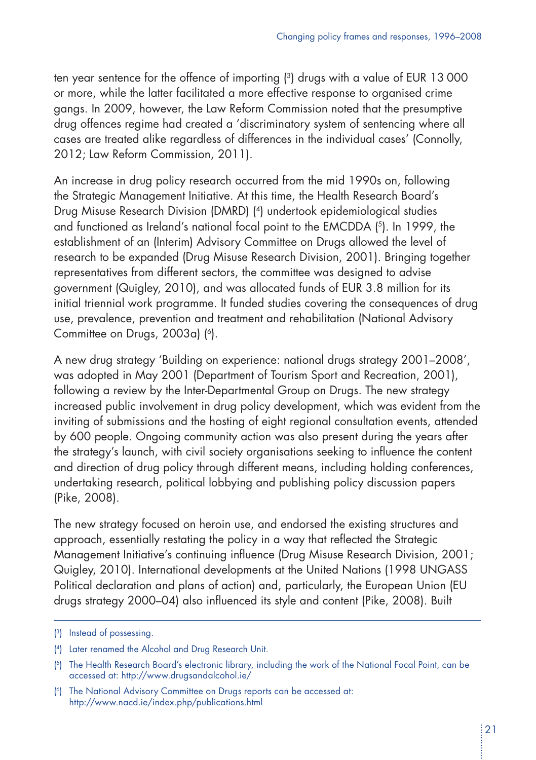ten year sentence for the offence of importing [3] drugs with a value of EUR 13 000 or more, while the latter facilitated a more effective response to organised crime gangs. In 2009, however, the Law Reform Commission noted that the presumptive drug offences regime had created a 'discriminatory system of sentencing where all cases are treated alike regardless of differences in the individual cases' (Connolly, 2012; Law Reform Commission, 2011).

An increase in drug policy research occurred from the mid 1990s on, following the Strategic Management Initiative. At this time, the Health Research Board's Drug Misuse Research Division (DMRD) [4] undertook epidemiological studies and functioned as Ireland's national focal point to the EMCDDA [5]. In 1999, the establishment of an (Interim) Advisory Committee on Drugs allowed the level of research to be expanded (Drug Misuse Research Division, 2001). Bringing together representatives from different sectors, the committee was designed to advise government (Quigley, 2010), and was allocated funds of EUR 3.8 million for its initial triennial work programme. It funded studies covering the consequences of drug use, prevalence, prevention and treatment and rehabilitation (National Advisory Committee on Drugs, 2003a) [6].

A new drug strategy 'Building on experience: national drugs strategy 2001–2008', was adopted in May 2001 (Department of Tourism Sport and Recreation, 2001), following a review by the Inter-Departmental Group on Drugs. The new strategy increased public involvement in drug policy development, which was evident from the inviting of submissions and the hosting of eight regional consultation events, attended by 600 people. Ongoing community action was also present during the years after the strategy's launch, with civil society organisations seeking to influence the content and direction of drug policy through different means, including holding conferences, undertaking research, political lobbying and publishing policy discussion papers (Pike, 2008).

The new strategy focused on heroin use, and endorsed the existing structures and approach, essentially restating the policy in a way that reflected the Strategic Management Initiative's continuing influence (Drug Misuse Research Division, 2001; Quigley, 2010). International developments at the United Nations (1998 UNGASS Political declaration and plans of action) and, particularly, the European Union (EU drugs strategy 2000–04) also influenced its style and content (Pike, 2008). Built

---

[3] Instead of possessing.

[4] Later renamed the Alcohol and Drug Research Unit.

[5] The Health Research Board's electronic library, including the work of the National Focal Point, can be accessed at: http://www.drugsandalcohol.ie/

[6] The National Advisory Committee on Drugs reports can be accessed at: http://www.nacd.ie/index.php/publications.html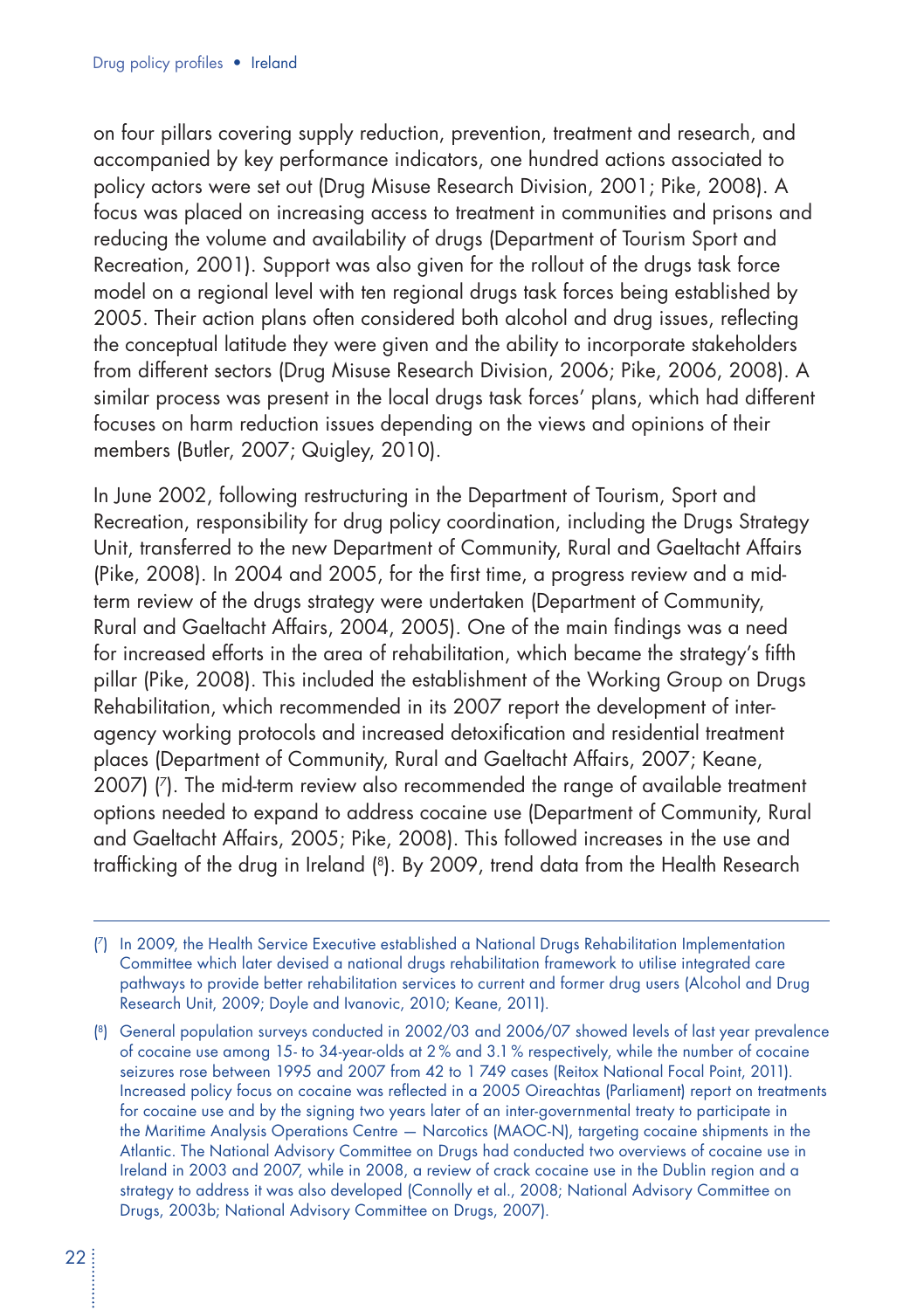on four pillars covering supply reduction, prevention, treatment and research, and accompanied by key performance indicators, one hundred actions associated to policy actors were set out (Drug Misuse Research Division, 2001; Pike, 2008). A focus was placed on increasing access to treatment in communities and prisons and reducing the volume and availability of drugs (Department of Tourism Sport and Recreation, 2001). Support was also given for the rollout of the drugs task force model on a regional level with ten regional drugs task forces being established by 2005. Their action plans often considered both alcohol and drug issues, reflecting the conceptual latitude they were given and the ability to incorporate stakeholders from different sectors (Drug Misuse Research Division, 2006; Pike, 2006, 2008). A similar process was present in the local drugs task forces' plans, which had different focuses on harm reduction issues depending on the views and opinions of their members (Butler, 2007; Quigley, 2010).

In June 2002, following restructuring in the Department of Tourism, Sport and Recreation, responsibility for drug policy coordination, including the Drugs Strategy Unit, transferred to the new Department of Community, Rural and Gaeltacht Affairs (Pike, 2008). In 2004 and 2005, for the first time, a progress review and a mid-term review of the drugs strategy were undertaken (Department of Community, Rural and Gaeltacht Affairs, 2004, 2005). One of the main findings was a need for increased efforts in the area of rehabilitation, which became the strategy's fifth pillar (Pike, 2008). This included the establishment of the Working Group on Drugs Rehabilitation, which recommended in its 2007 report the development of inter-agency working protocols and increased detoxification and residential treatment places (Department of Community, Rural and Gaeltacht Affairs, 2007; Keane, 2007) (7). The mid-term review also recommended the range of available treatment options needed to expand to address cocaine use (Department of Community, Rural and Gaeltacht Affairs, 2005; Pike, 2008). This followed increases in the use and trafficking of the drug in Ireland (8). By 2009, trend data from the Health Research

---

(7) In 2009, the Health Service Executive established a National Drugs Rehabilitation Implementation Committee which later devised a national drugs rehabilitation framework to utilise integrated care pathways to provide better rehabilitation services to current and former drug users (Alcohol and Drug Research Unit, 2009; Doyle and Ivanovic, 2010; Keane, 2011).

(8) General population surveys conducted in 2002/03 and 2006/07 showed levels of last year prevalence of cocaine use among 15- to 34-year-olds at 2 % and 3.1 % respectively, while the number of cocaine seizures rose between 1995 and 2007 from 42 to 1 749 cases (Reitox National Focal Point, 2011). Increased policy focus on cocaine was reflected in a 2005 Oireachtas (Parliament) report on treatments for cocaine use and by the signing two years later of an inter-governmental treaty to participate in the Maritime Analysis Operations Centre — Narcotics (MAOC-N), targeting cocaine shipments in the Atlantic. The National Advisory Committee on Drugs had conducted two overviews of cocaine use in Ireland in 2003 and 2007, while in 2008, a review of crack cocaine use in the Dublin region and a strategy to address it was also developed (Connolly et al., 2008; National Advisory Committee on Drugs, 2003b; National Advisory Committee on Drugs, 2007).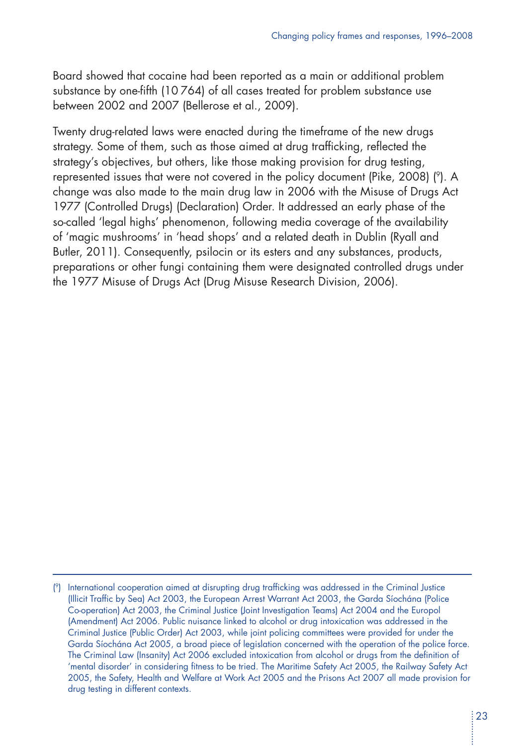Board showed that cocaine had been reported as a main or additional problem substance by one-fifth (10 764) of all cases treated for problem substance use between 2002 and 2007 (Bellerose et al., 2009).

Twenty drug-related laws were enacted during the timeframe of the new drugs strategy. Some of them, such as those aimed at drug trafficking, reflected the strategy's objectives, but others, like those making provision for drug testing, represented issues that were not covered in the policy document (Pike, 2008) (9). A change was also made to the main drug law in 2006 with the Misuse of Drugs Act 1977 (Controlled Drugs) (Declaration) Order. It addressed an early phase of the so-called 'legal highs' phenomenon, following media coverage of the availability of 'magic mushrooms' in 'head shops' and a related death in Dublin (Ryall and Butler, 2011). Consequently, psilocin or its esters and any substances, products, preparations or other fungi containing them were designated controlled drugs under the 1977 Misuse of Drugs Act (Drug Misuse Research Division, 2006).

---

(9) International cooperation aimed at disrupting drug trafficking was addressed in the Criminal Justice (Illicit Traffic by Sea) Act 2003, the European Arrest Warrant Act 2003, the Garda Síochána (Police Co-operation) Act 2003, the Criminal Justice (Joint Investigation Teams) Act 2004 and the Europol (Amendment) Act 2006. Public nuisance linked to alcohol or drug intoxication was addressed in the Criminal Justice (Public Order) Act 2003, while joint policing committees were provided for under the Garda Síochána Act 2005, a broad piece of legislation concerned with the operation of the police force. The Criminal Law (Insanity) Act 2006 excluded intoxication from alcohol or drugs from the definition of 'mental disorder' in considering fitness to be tried. The Maritime Safety Act 2005, the Railway Safety Act 2005, the Safety, Health and Welfare at Work Act 2005 and the Prisons Act 2007 all made provision for drug testing in different contexts.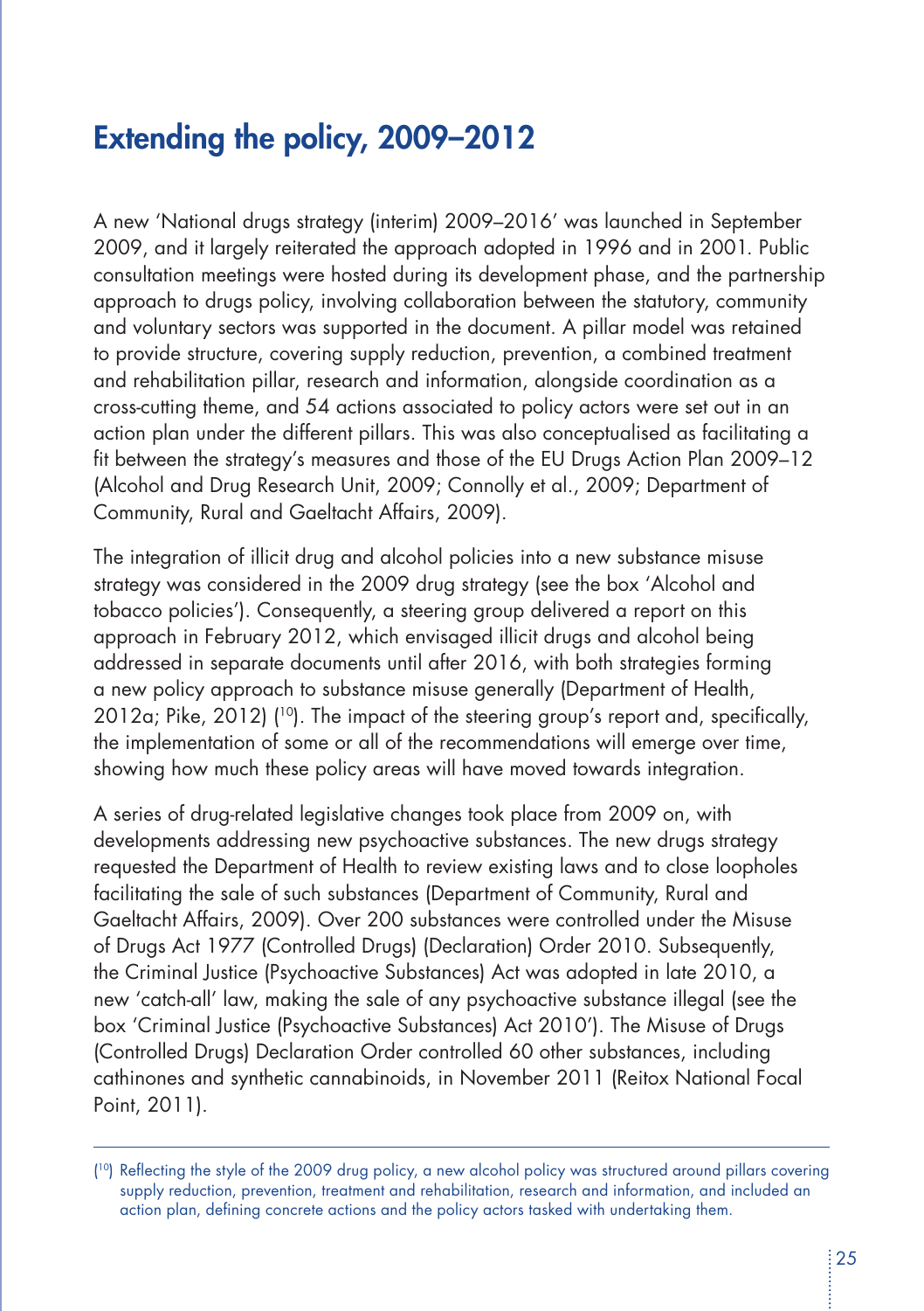## Extending the policy, 2009–2012

A new 'National drugs strategy (interim) 2009–2016' was launched in September 2009, and it largely reiterated the approach adopted in 1996 and in 2001. Public consultation meetings were hosted during its development phase, and the partnership approach to drugs policy, involving collaboration between the statutory, community and voluntary sectors was supported in the document. A pillar model was retained to provide structure, covering supply reduction, prevention, a combined treatment and rehabilitation pillar, research and information, alongside coordination as a cross-cutting theme, and 54 actions associated to policy actors were set out in an action plan under the different pillars. This was also conceptualised as facilitating a fit between the strategy's measures and those of the EU Drugs Action Plan 2009–12 (Alcohol and Drug Research Unit, 2009; Connolly et al., 2009; Department of Community, Rural and Gaeltacht Affairs, 2009).

The integration of illicit drug and alcohol policies into a new substance misuse strategy was considered in the 2009 drug strategy (see the box 'Alcohol and tobacco policies'). Consequently, a steering group delivered a report on this approach in February 2012, which envisaged illicit drugs and alcohol being addressed in separate documents until after 2016, with both strategies forming a new policy approach to substance misuse generally (Department of Health, 2012a; Pike, 2012) ([10]). The impact of the steering group's report and, specifically, the implementation of some or all of the recommendations will emerge over time, showing how much these policy areas will have moved towards integration.

A series of drug-related legislative changes took place from 2009 on, with developments addressing new psychoactive substances. The new drugs strategy requested the Department of Health to review existing laws and to close loopholes facilitating the sale of such substances (Department of Community, Rural and Gaeltacht Affairs, 2009). Over 200 substances were controlled under the Misuse of Drugs Act 1977 (Controlled Drugs) (Declaration) Order 2010. Subsequently, the Criminal Justice (Psychoactive Substances) Act was adopted in late 2010, a new 'catch-all' law, making the sale of any psychoactive substance illegal (see the box 'Criminal Justice (Psychoactive Substances) Act 2010'). The Misuse of Drugs (Controlled Drugs) Declaration Order controlled 60 other substances, including cathinones and synthetic cannabinoids, in November 2011 (Reitox National Focal Point, 2011).

---

([10]) Reflecting the style of the 2009 drug policy, a new alcohol policy was structured around pillars covering supply reduction, prevention, treatment and rehabilitation, research and information, and included an action plan, defining concrete actions and the policy actors tasked with undertaking them.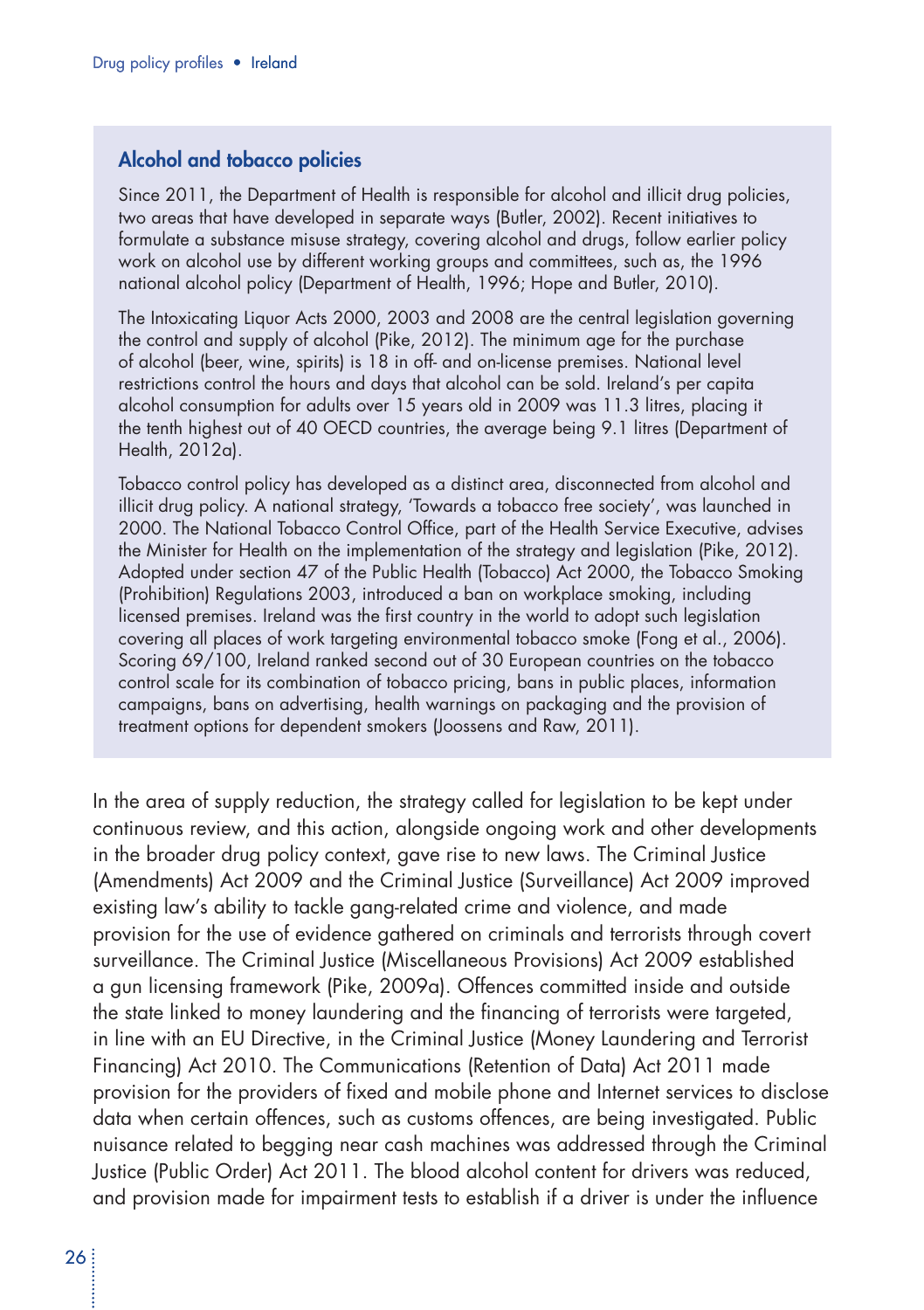### Alcohol and tobacco policies

Since 2011, the Department of Health is responsible for alcohol and illicit drug policies, two areas that have developed in separate ways (Butler, 2002). Recent initiatives to formulate a substance misuse strategy, covering alcohol and drugs, follow earlier policy work on alcohol use by different working groups and committees, such as, the 1996 national alcohol policy (Department of Health, 1996; Hope and Butler, 2010).

The Intoxicating Liquor Acts 2000, 2003 and 2008 are the central legislation governing the control and supply of alcohol (Pike, 2012). The minimum age for the purchase of alcohol (beer, wine, spirits) is 18 in off- and on-license premises. National level restrictions control the hours and days that alcohol can be sold. Ireland's per capita alcohol consumption for adults over 15 years old in 2009 was 11.3 litres, placing it the tenth highest out of 40 OECD countries, the average being 9.1 litres (Department of Health, 2012a).

Tobacco control policy has developed as a distinct area, disconnected from alcohol and illicit drug policy. A national strategy, 'Towards a tobacco free society', was launched in 2000. The National Tobacco Control Office, part of the Health Service Executive, advises the Minister for Health on the implementation of the strategy and legislation (Pike, 2012). Adopted under section 47 of the Public Health (Tobacco) Act 2000, the Tobacco Smoking (Prohibition) Regulations 2003, introduced a ban on workplace smoking, including licensed premises. Ireland was the first country in the world to adopt such legislation covering all places of work targeting environmental tobacco smoke (Fong et al., 2006). Scoring 69/100, Ireland ranked second out of 30 European countries on the tobacco control scale for its combination of tobacco pricing, bans in public places, information campaigns, bans on advertising, health warnings on packaging and the provision of treatment options for dependent smokers (Joossens and Raw, 2011).

In the area of supply reduction, the strategy called for legislation to be kept under continuous review, and this action, alongside ongoing work and other developments in the broader drug policy context, gave rise to new laws. The Criminal Justice (Amendments) Act 2009 and the Criminal Justice (Surveillance) Act 2009 improved existing law's ability to tackle gang-related crime and violence, and made provision for the use of evidence gathered on criminals and terrorists through covert surveillance. The Criminal Justice (Miscellaneous Provisions) Act 2009 established a gun licensing framework (Pike, 2009a). Offences committed inside and outside the state linked to money laundering and the financing of terrorists were targeted, in line with an EU Directive, in the Criminal Justice (Money Laundering and Terrorist Financing) Act 2010. The Communications (Retention of Data) Act 2011 made provision for the providers of fixed and mobile phone and Internet services to disclose data when certain offences, such as customs offences, are being investigated. Public nuisance related to begging near cash machines was addressed through the Criminal Justice (Public Order) Act 2011. The blood alcohol content for drivers was reduced, and provision made for impairment tests to establish if a driver is under the influence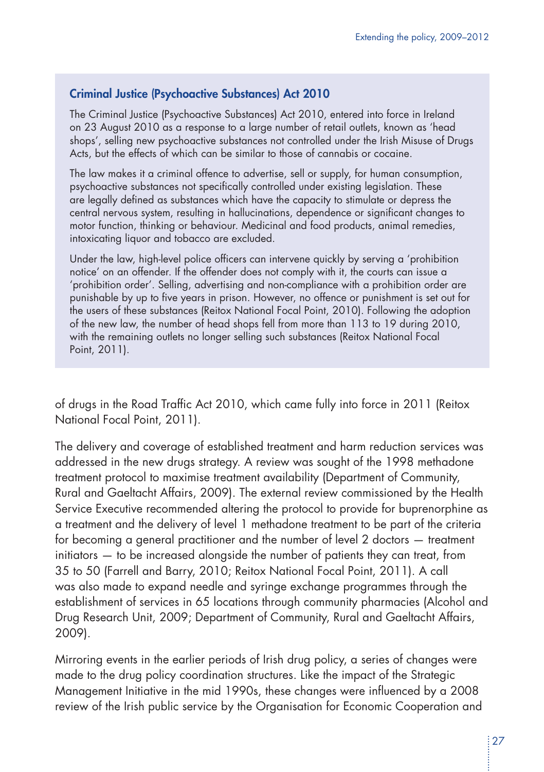### Criminal Justice (Psychoactive Substances) Act 2010

The Criminal Justice (Psychoactive Substances) Act 2010, entered into force in Ireland on 23 August 2010 as a response to a large number of retail outlets, known as 'head shops', selling new psychoactive substances not controlled under the Irish Misuse of Drugs Acts, but the effects of which can be similar to those of cannabis or cocaine.

The law makes it a criminal offence to advertise, sell or supply, for human consumption, psychoactive substances not specifically controlled under existing legislation. These are legally defined as substances which have the capacity to stimulate or depress the central nervous system, resulting in hallucinations, dependence or significant changes to motor function, thinking or behaviour. Medicinal and food products, animal remedies, intoxicating liquor and tobacco are excluded.

Under the law, high-level police officers can intervene quickly by serving a 'prohibition notice' on an offender. If the offender does not comply with it, the courts can issue a 'prohibition order'. Selling, advertising and non-compliance with a prohibition order are punishable by up to five years in prison. However, no offence or punishment is set out for the users of these substances (Reitox National Focal Point, 2010). Following the adoption of the new law, the number of head shops fell from more than 113 to 19 during 2010, with the remaining outlets no longer selling such substances (Reitox National Focal Point, 2011).

of drugs in the Road Traffic Act 2010, which came fully into force in 2011 (Reitox National Focal Point, 2011).

The delivery and coverage of established treatment and harm reduction services was addressed in the new drugs strategy. A review was sought of the 1998 methadone treatment protocol to maximise treatment availability (Department of Community, Rural and Gaeltacht Affairs, 2009). The external review commissioned by the Health Service Executive recommended altering the protocol to provide for buprenorphine as a treatment and the delivery of level 1 methadone treatment to be part of the criteria for becoming a general practitioner and the number of level 2 doctors — treatment initiators — to be increased alongside the number of patients they can treat, from 35 to 50 (Farrell and Barry, 2010; Reitox National Focal Point, 2011). A call was also made to expand needle and syringe exchange programmes through the establishment of services in 65 locations through community pharmacies (Alcohol and Drug Research Unit, 2009; Department of Community, Rural and Gaeltacht Affairs, 2009).

Mirroring events in the earlier periods of Irish drug policy, a series of changes were made to the drug policy coordination structures. Like the impact of the Strategic Management Initiative in the mid 1990s, these changes were influenced by a 2008 review of the Irish public service by the Organisation for Economic Cooperation and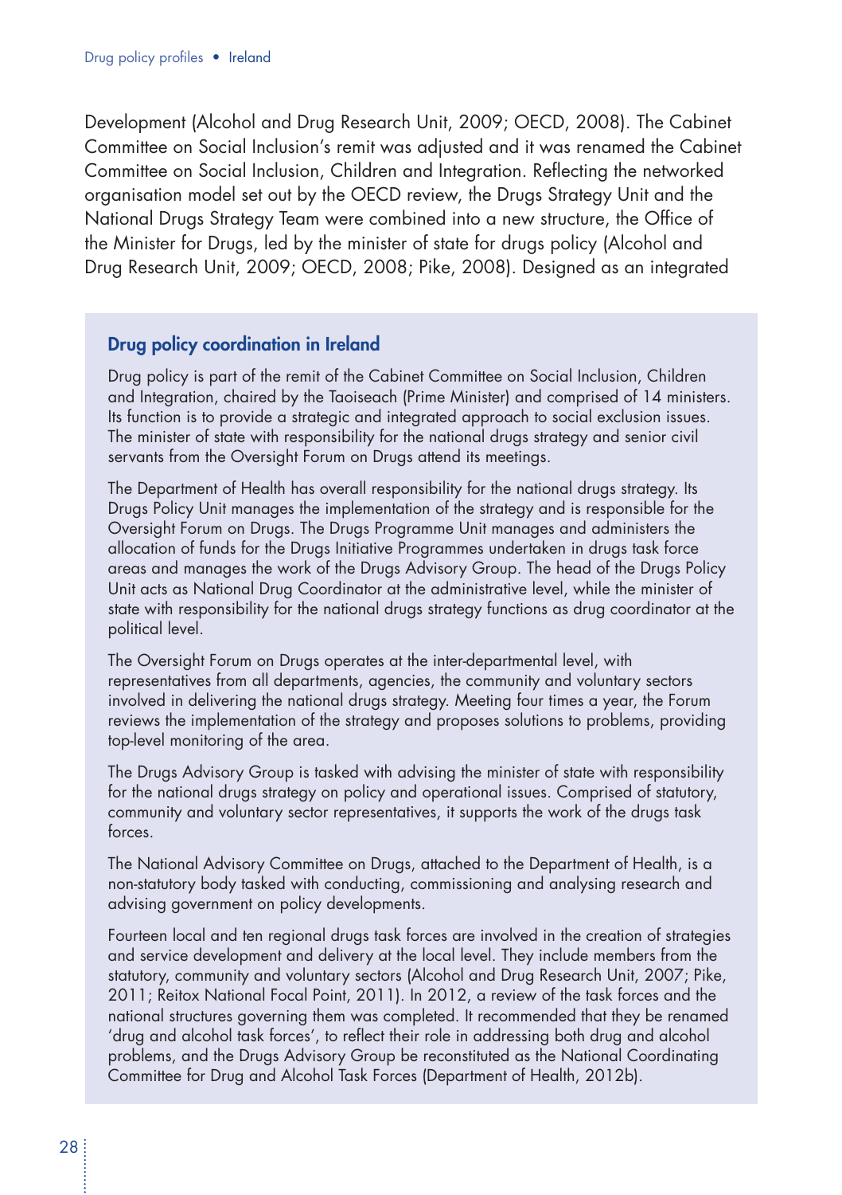Development (Alcohol and Drug Research Unit, 2009; OECD, 2008). The Cabinet Committee on Social Inclusion's remit was adjusted and it was renamed the Cabinet Committee on Social Inclusion, Children and Integration. Reflecting the networked organisation model set out by the OECD review, the Drugs Strategy Unit and the National Drugs Strategy Team were combined into a new structure, the Office of the Minister for Drugs, led by the minister of state for drugs policy (Alcohol and Drug Research Unit, 2009; OECD, 2008; Pike, 2008). Designed as an integrated

### Drug policy coordination in Ireland

Drug policy is part of the remit of the Cabinet Committee on Social Inclusion, Children and Integration, chaired by the Taoiseach (Prime Minister) and comprised of 14 ministers. Its function is to provide a strategic and integrated approach to social exclusion issues. The minister of state with responsibility for the national drugs strategy and senior civil servants from the Oversight Forum on Drugs attend its meetings.

The Department of Health has overall responsibility for the national drugs strategy. Its Drugs Policy Unit manages the implementation of the strategy and is responsible for the Oversight Forum on Drugs. The Drugs Programme Unit manages and administers the allocation of funds for the Drugs Initiative Programmes undertaken in drugs task force areas and manages the work of the Drugs Advisory Group. The head of the Drugs Policy Unit acts as National Drug Coordinator at the administrative level, while the minister of state with responsibility for the national drugs strategy functions as drug coordinator at the political level.

The Oversight Forum on Drugs operates at the inter-departmental level, with representatives from all departments, agencies, the community and voluntary sectors involved in delivering the national drugs strategy. Meeting four times a year, the Forum reviews the implementation of the strategy and proposes solutions to problems, providing top-level monitoring of the area.

The Drugs Advisory Group is tasked with advising the minister of state with responsibility for the national drugs strategy on policy and operational issues. Comprised of statutory, community and voluntary sector representatives, it supports the work of the drugs task forces.

The National Advisory Committee on Drugs, attached to the Department of Health, is a non-statutory body tasked with conducting, commissioning and analysing research and advising government on policy developments.

Fourteen local and ten regional drugs task forces are involved in the creation of strategies and service development and delivery at the local level. They include members from the statutory, community and voluntary sectors (Alcohol and Drug Research Unit, 2007; Pike, 2011; Reitox National Focal Point, 2011). In 2012, a review of the task forces and the national structures governing them was completed. It recommended that they be renamed 'drug and alcohol task forces', to reflect their role in addressing both drug and alcohol problems, and the Drugs Advisory Group be reconstituted as the National Coordinating Committee for Drug and Alcohol Task Forces (Department of Health, 2012b).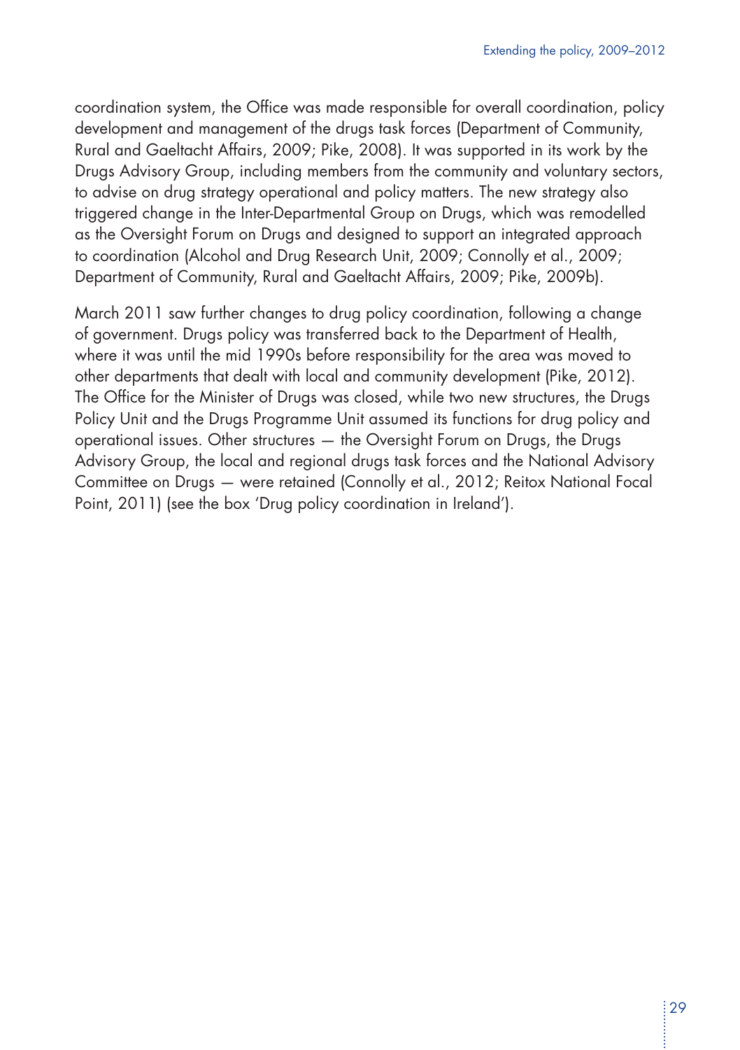coordination system, the Office was made responsible for overall coordination, policy development and management of the drugs task forces (Department of Community, Rural and Gaeltacht Affairs, 2009; Pike, 2008). It was supported in its work by the Drugs Advisory Group, including members from the community and voluntary sectors, to advise on drug strategy operational and policy matters. The new strategy also triggered change in the Inter-Departmental Group on Drugs, which was remodelled as the Oversight Forum on Drugs and designed to support an integrated approach to coordination (Alcohol and Drug Research Unit, 2009; Connolly et al., 2009; Department of Community, Rural and Gaeltacht Affairs, 2009; Pike, 2009b).

March 2011 saw further changes to drug policy coordination, following a change of government. Drugs policy was transferred back to the Department of Health, where it was until the mid 1990s before responsibility for the area was moved to other departments that dealt with local and community development (Pike, 2012). The Office for the Minister of Drugs was closed, while two new structures, the Drugs Policy Unit and the Drugs Programme Unit assumed its functions for drug policy and operational issues. Other structures — the Oversight Forum on Drugs, the Drugs Advisory Group, the local and regional drugs task forces and the National Advisory Committee on Drugs — were retained (Connolly et al., 2012; Reitox National Focal Point, 2011) (see the box 'Drug policy coordination in Ireland').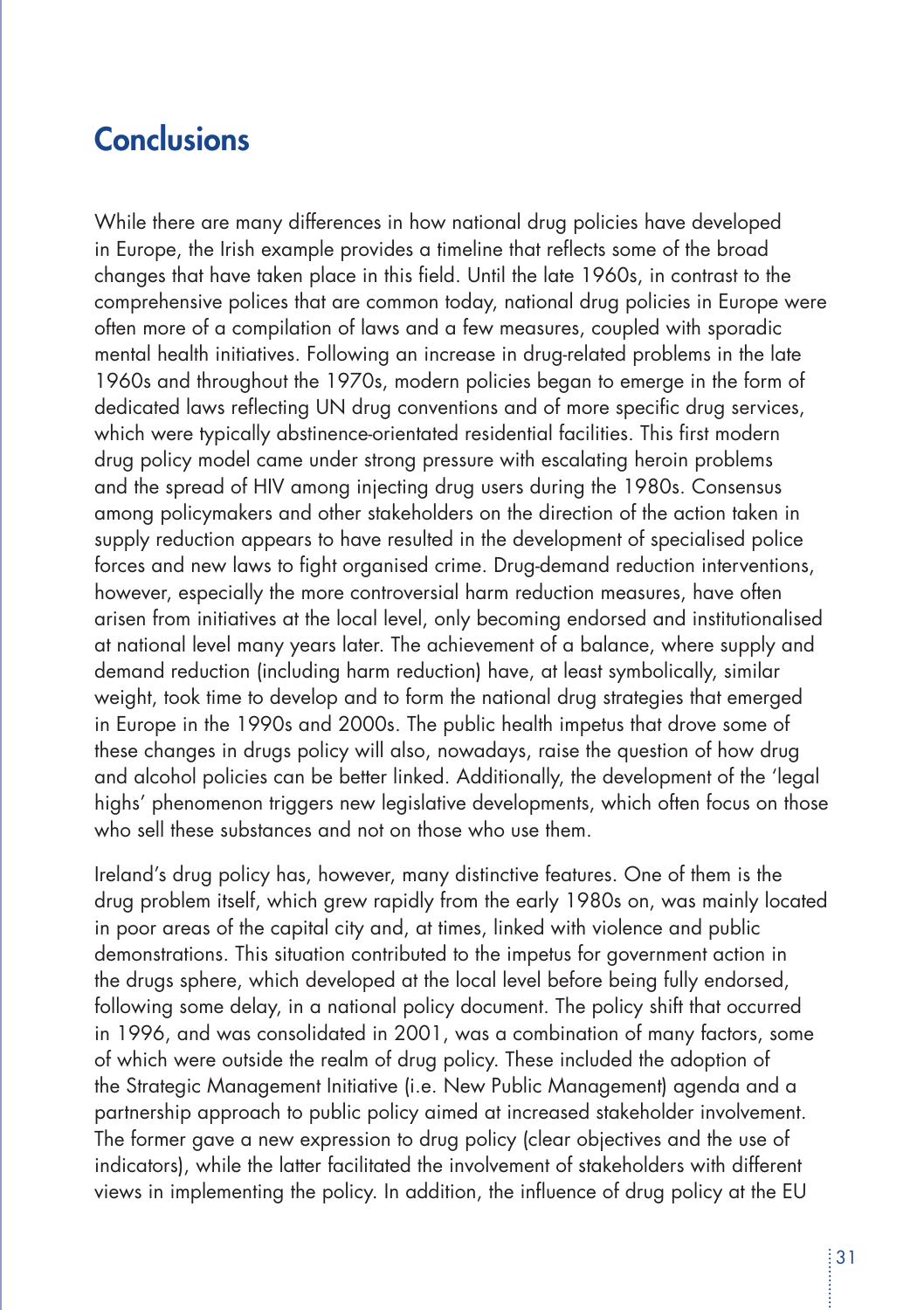## Conclusions

While there are many differences in how national drug policies have developed in Europe, the Irish example provides a timeline that reflects some of the broad changes that have taken place in this field. Until the late 1960s, in contrast to the comprehensive polices that are common today, national drug policies in Europe were often more of a compilation of laws and a few measures, coupled with sporadic mental health initiatives. Following an increase in drug-related problems in the late 1960s and throughout the 1970s, modern policies began to emerge in the form of dedicated laws reflecting UN drug conventions and of more specific drug services, which were typically abstinence-orientated residential facilities. This first modern drug policy model came under strong pressure with escalating heroin problems and the spread of HIV among injecting drug users during the 1980s. Consensus among policymakers and other stakeholders on the direction of the action taken in supply reduction appears to have resulted in the development of specialised police forces and new laws to fight organised crime. Drug-demand reduction interventions, however, especially the more controversial harm reduction measures, have often arisen from initiatives at the local level, only becoming endorsed and institutionalised at national level many years later. The achievement of a balance, where supply and demand reduction (including harm reduction) have, at least symbolically, similar weight, took time to develop and to form the national drug strategies that emerged in Europe in the 1990s and 2000s. The public health impetus that drove some of these changes in drugs policy will also, nowadays, raise the question of how drug and alcohol policies can be better linked. Additionally, the development of the 'legal highs' phenomenon triggers new legislative developments, which often focus on those who sell these substances and not on those who use them.

Ireland's drug policy has, however, many distinctive features. One of them is the drug problem itself, which grew rapidly from the early 1980s on, was mainly located in poor areas of the capital city and, at times, linked with violence and public demonstrations. This situation contributed to the impetus for government action in the drugs sphere, which developed at the local level before being fully endorsed, following some delay, in a national policy document. The policy shift that occurred in 1996, and was consolidated in 2001, was a combination of many factors, some of which were outside the realm of drug policy. These included the adoption of the Strategic Management Initiative (i.e. New Public Management) agenda and a partnership approach to public policy aimed at increased stakeholder involvement. The former gave a new expression to drug policy (clear objectives and the use of indicators), while the latter facilitated the involvement of stakeholders with different views in implementing the policy. In addition, the influence of drug policy at the EU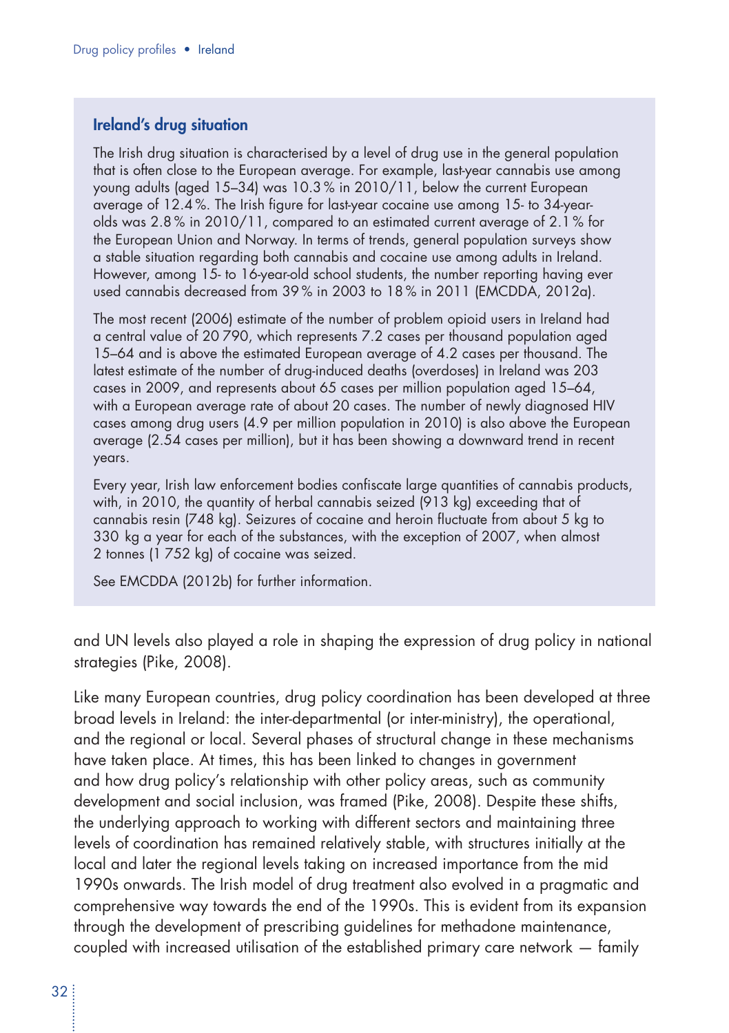## Ireland's drug situation

The Irish drug situation is characterised by a level of drug use in the general population that is often close to the European average. For example, last-year cannabis use among young adults (aged 15–34) was 10.3 % in 2010/11, below the current European average of 12.4 %. The Irish figure for last-year cocaine use among 15- to 34-year-olds was 2.8 % in 2010/11, compared to an estimated current average of 2.1 % for the European Union and Norway. In terms of trends, general population surveys show a stable situation regarding both cannabis and cocaine use among adults in Ireland. However, among 15- to 16-year-old school students, the number reporting having ever used cannabis decreased from 39 % in 2003 to 18 % in 2011 (EMCDDA, 2012a).

The most recent (2006) estimate of the number of problem opioid users in Ireland had a central value of 20 790, which represents 7.2 cases per thousand population aged 15–64 and is above the estimated European average of 4.2 cases per thousand. The latest estimate of the number of drug-induced deaths (overdoses) in Ireland was 203 cases in 2009, and represents about 65 cases per million population aged 15–64, with a European average rate of about 20 cases. The number of newly diagnosed HIV cases among drug users (4.9 per million population in 2010) is also above the European average (2.54 cases per million), but it has been showing a downward trend in recent years.

Every year, Irish law enforcement bodies confiscate large quantities of cannabis products, with, in 2010, the quantity of herbal cannabis seized (913 kg) exceeding that of cannabis resin (748 kg). Seizures of cocaine and heroin fluctuate from about 5 kg to 330 kg a year for each of the substances, with the exception of 2007, when almost 2 tonnes (1 752 kg) of cocaine was seized.

See EMCDDA (2012b) for further information.

and UN levels also played a role in shaping the expression of drug policy in national strategies (Pike, 2008).

Like many European countries, drug policy coordination has been developed at three broad levels in Ireland: the inter-departmental (or inter-ministry), the operational, and the regional or local. Several phases of structural change in these mechanisms have taken place. At times, this has been linked to changes in government and how drug policy's relationship with other policy areas, such as community development and social inclusion, was framed (Pike, 2008). Despite these shifts, the underlying approach to working with different sectors and maintaining three levels of coordination has remained relatively stable, with structures initially at the local and later the regional levels taking on increased importance from the mid 1990s onwards. The Irish model of drug treatment also evolved in a pragmatic and comprehensive way towards the end of the 1990s. This is evident from its expansion through the development of prescribing guidelines for methadone maintenance, coupled with increased utilisation of the established primary care network — family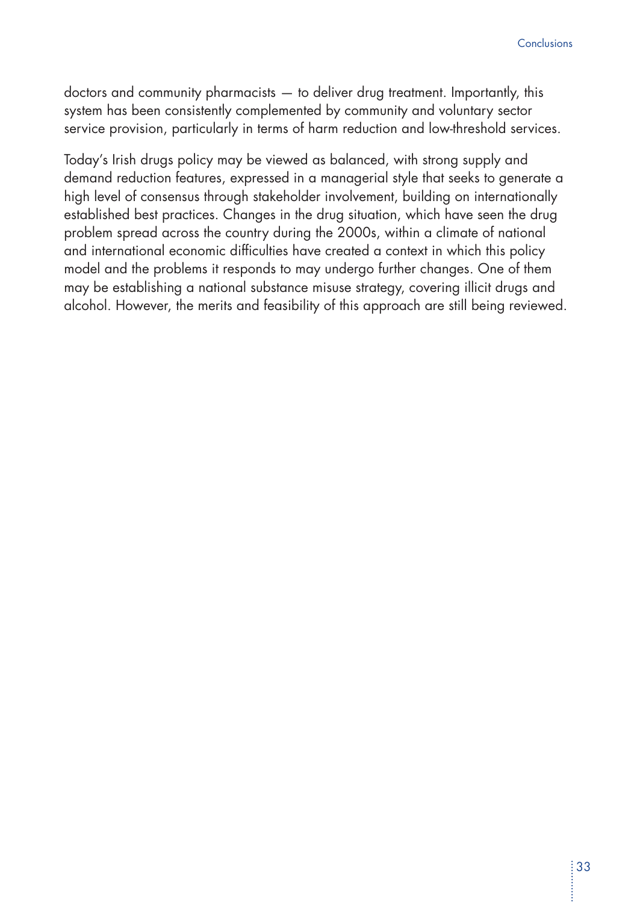doctors and community pharmacists — to deliver drug treatment. Importantly, this system has been consistently complemented by community and voluntary sector service provision, particularly in terms of harm reduction and low-threshold services.

Today's Irish drugs policy may be viewed as balanced, with strong supply and demand reduction features, expressed in a managerial style that seeks to generate a high level of consensus through stakeholder involvement, building on internationally established best practices. Changes in the drug situation, which have seen the drug problem spread across the country during the 2000s, within a climate of national and international economic difficulties have created a context in which this policy model and the problems it responds to may undergo further changes. One of them may be establishing a national substance misuse strategy, covering illicit drugs and alcohol. However, the merits and feasibility of this approach are still being reviewed.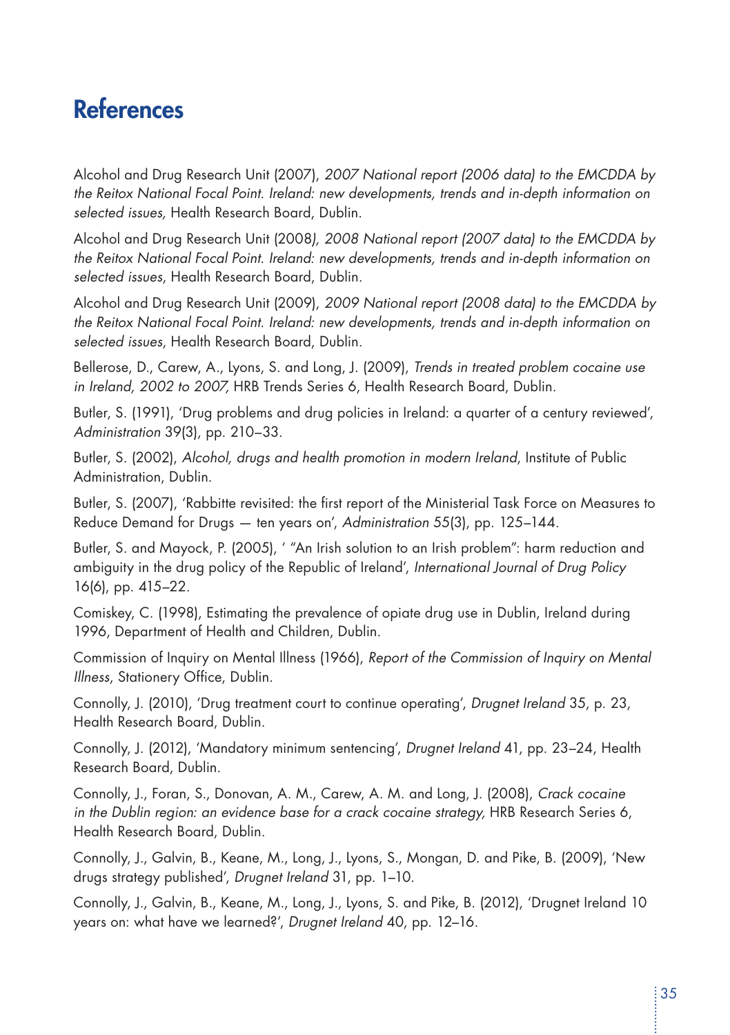# References

Alcohol and Drug Research Unit (2007), *2007 National report (2006 data) to the EMCDDA by the Reitox National Focal Point. Ireland: new developments, trends and in-depth information on selected issues,* Health Research Board, Dublin.

Alcohol and Drug Research Unit (2008*), 2008 National report (2007 data) to the EMCDDA by the Reitox National Focal Point. Ireland: new developments, trends and in-depth information on selected issues*, Health Research Board, Dublin.

Alcohol and Drug Research Unit (2009), *2009 National report (2008 data) to the EMCDDA by the Reitox National Focal Point. Ireland: new developments, trends and in-depth information on selected issues*, Health Research Board, Dublin.

Bellerose, D., Carew, A., Lyons, S. and Long, J. (2009), *Trends in treated problem cocaine use in Ireland, 2002 to 2007,* HRB Trends Series 6, Health Research Board, Dublin.

Butler, S. (1991), 'Drug problems and drug policies in Ireland: a quarter of a century reviewed', *Administration* 39(3), pp. 210–33.

Butler, S. (2002), *Alcohol, drugs and health promotion in modern Ireland*, Institute of Public Administration, Dublin.

Butler, S. (2007), 'Rabbitte revisited: the first report of the Ministerial Task Force on Measures to Reduce Demand for Drugs — ten years on', *Administration* 55(3), pp. 125–144.

Butler, S. and Mayock, P. (2005), ' "An Irish solution to an Irish problem": harm reduction and ambiguity in the drug policy of the Republic of Ireland', *International Journal of Drug Policy* 16(6), pp. 415–22.

Comiskey, C. (1998), Estimating the prevalence of opiate drug use in Dublin, Ireland during 1996, Department of Health and Children, Dublin.

Commission of Inquiry on Mental Illness (1966), *Report of the Commission of Inquiry on Mental Illness*, Stationery Office, Dublin.

Connolly, J. (2010), 'Drug treatment court to continue operating', *Drugnet Ireland* 35, p. 23, Health Research Board, Dublin.

Connolly, J. (2012), 'Mandatory minimum sentencing', *Drugnet Ireland* 41, pp. 23–24, Health Research Board, Dublin.

Connolly, J., Foran, S., Donovan, A. M., Carew, A. M. and Long, J. (2008), *Crack cocaine in the Dublin region: an evidence base for a crack cocaine strategy,* HRB Research Series 6, Health Research Board, Dublin.

Connolly, J., Galvin, B., Keane, M., Long, J., Lyons, S., Mongan, D. and Pike, B. (2009), 'New drugs strategy published', *Drugnet Ireland* 31, pp. 1–10.

Connolly, J., Galvin, B., Keane, M., Long, J., Lyons, S. and Pike, B. (2012), 'Drugnet Ireland 10 years on: what have we learned?', *Drugnet Ireland* 40, pp. 12–16.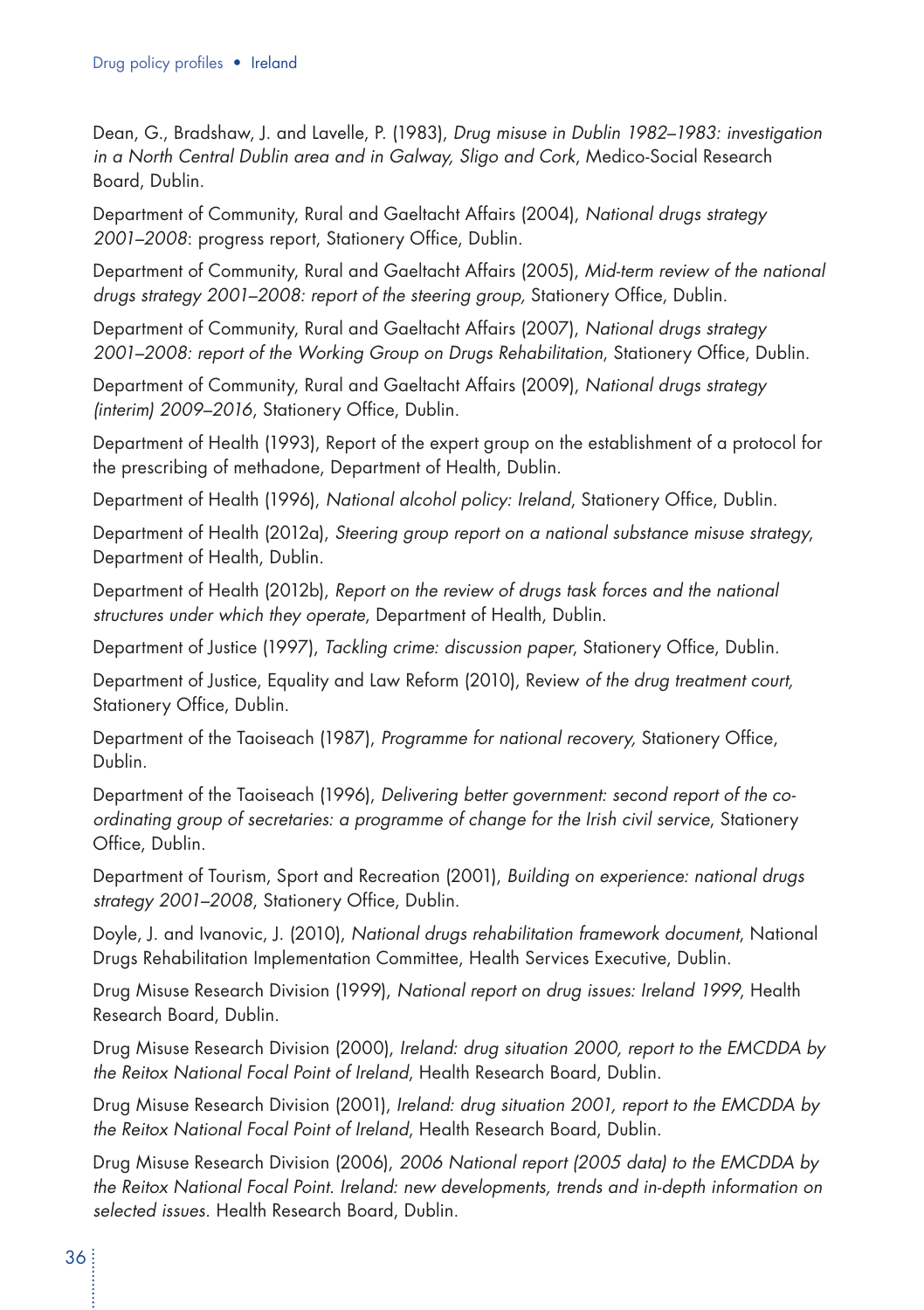Dean, G., Bradshaw, J. and Lavelle, P. (1983), *Drug misuse in Dublin 1982–1983: investigation in a North Central Dublin area and in Galway, Sligo and Cork*, Medico-Social Research Board, Dublin.

Department of Community, Rural and Gaeltacht Affairs (2004), *National drugs strategy 2001–2008*: progress report, Stationery Office, Dublin.

Department of Community, Rural and Gaeltacht Affairs (2005), *Mid-term review of the national drugs strategy 2001–2008: report of the steering group,* Stationery Office, Dublin.

Department of Community, Rural and Gaeltacht Affairs (2007), *National drugs strategy 2001–2008: report of the Working Group on Drugs Rehabilitation*, Stationery Office, Dublin.

Department of Community, Rural and Gaeltacht Affairs (2009), *National drugs strategy (interim) 2009–2016*, Stationery Office, Dublin.

Department of Health (1993), Report of the expert group on the establishment of a protocol for the prescribing of methadone, Department of Health, Dublin.

Department of Health (1996), *National alcohol policy: Ireland*, Stationery Office, Dublin.

Department of Health (2012a), *Steering group report on a national substance misuse strategy*, Department of Health, Dublin.

Department of Health (2012b), *Report on the review of drugs task forces and the national structures under which they operate*, Department of Health, Dublin.

Department of Justice (1997), *Tackling crime: discussion paper*, Stationery Office, Dublin.

Department of Justice, Equality and Law Reform (2010), Review *of the drug treatment court,* Stationery Office, Dublin.

Department of the Taoiseach (1987), *Programme for national recovery,* Stationery Office, Dublin.

Department of the Taoiseach (1996), *Delivering better government: second report of the co-ordinating group of secretaries: a programme of change for the Irish civil service*, Stationery Office, Dublin.

Department of Tourism, Sport and Recreation (2001), *Building on experience: national drugs strategy 2001–2008*, Stationery Office, Dublin.

Doyle, J. and Ivanovic, J. (2010), *National drugs rehabilitation framework document*, National Drugs Rehabilitation Implementation Committee, Health Services Executive, Dublin.

Drug Misuse Research Division (1999), *National report on drug issues: Ireland 1999*, Health Research Board, Dublin.

Drug Misuse Research Division (2000), *Ireland: drug situation 2000, report to the EMCDDA by the Reitox National Focal Point of Ireland*, Health Research Board, Dublin.

Drug Misuse Research Division (2001), *Ireland: drug situation 2001, report to the EMCDDA by the Reitox National Focal Point of Ireland*, Health Research Board, Dublin.

Drug Misuse Research Division (2006), *2006 National report (2005 data) to the EMCDDA by the Reitox National Focal Point. Ireland: new developments, trends and in-depth information on selected issues.* Health Research Board, Dublin.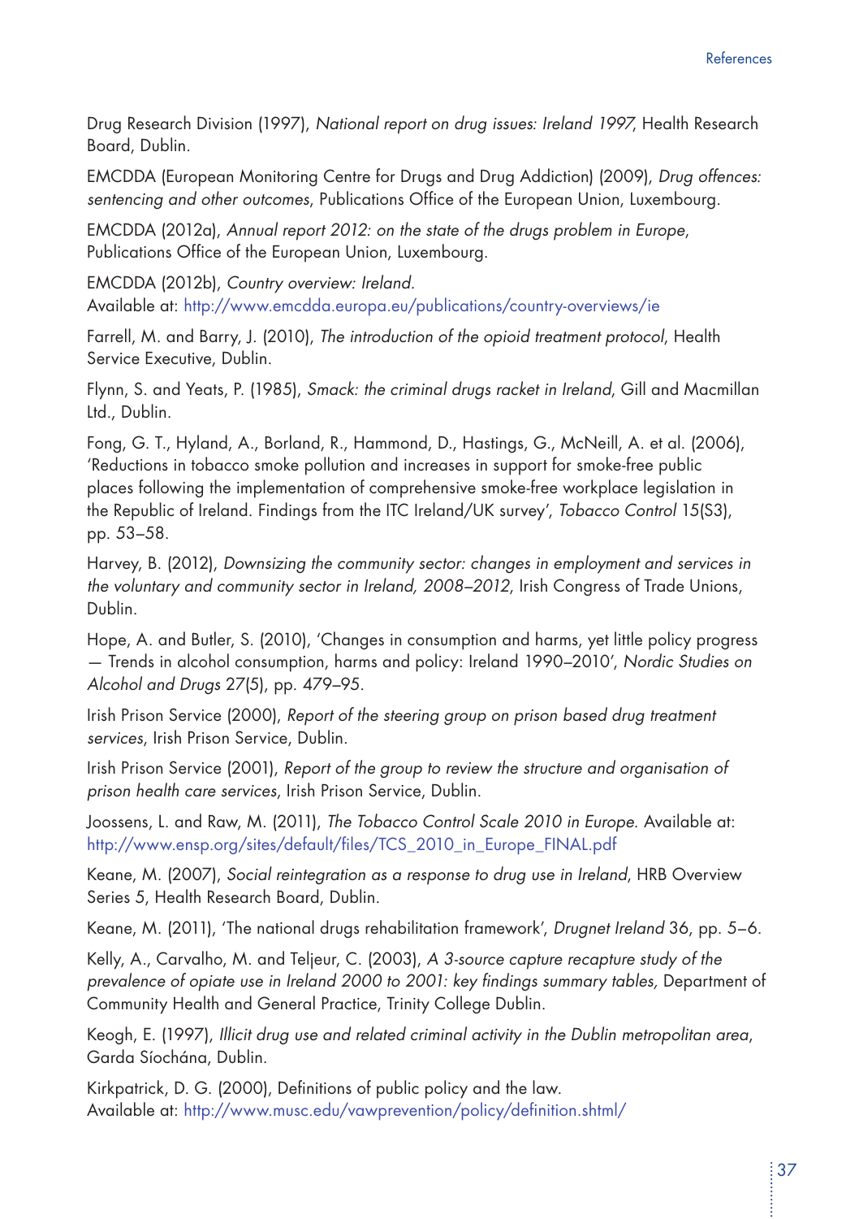Drug Research Division (1997), *National report on drug issues: Ireland 1997*, Health Research Board, Dublin.

EMCDDA (European Monitoring Centre for Drugs and Drug Addiction) (2009), *Drug offences: sentencing and other outcomes*, Publications Office of the European Union, Luxembourg.

EMCDDA (2012a), *Annual report 2012: on the state of the drugs problem in Europe*, Publications Office of the European Union, Luxembourg.

EMCDDA (2012b), *Country overview: Ireland*.
Available at: http://www.emcdda.europa.eu/publications/country-overviews/ie

Farrell, M. and Barry, J. (2010), *The introduction of the opioid treatment protocol*, Health Service Executive, Dublin.

Flynn, S. and Yeats, P. (1985), *Smack: the criminal drugs racket in Ireland*, Gill and Macmillan Ltd., Dublin.

Fong, G. T., Hyland, A., Borland, R., Hammond, D., Hastings, G., McNeill, A. et al. (2006), 'Reductions in tobacco smoke pollution and increases in support for smoke-free public places following the implementation of comprehensive smoke-free workplace legislation in the Republic of Ireland. Findings from the ITC Ireland/UK survey', *Tobacco Control* 15(S3), pp. 53–58.

Harvey, B. (2012), *Downsizing the community sector: changes in employment and services in the voluntary and community sector in Ireland, 2008–2012*, Irish Congress of Trade Unions, Dublin.

Hope, A. and Butler, S. (2010), 'Changes in consumption and harms, yet little policy progress — Trends in alcohol consumption, harms and policy: Ireland 1990–2010', *Nordic Studies on Alcohol and Drugs* 27(5), pp. 479–95.

Irish Prison Service (2000), *Report of the steering group on prison based drug treatment services*, Irish Prison Service, Dublin.

Irish Prison Service (2001), *Report of the group to review the structure and organisation of prison health care services*, Irish Prison Service, Dublin.

Joossens, L. and Raw, M. (2011), *The Tobacco Control Scale 2010 in Europe*. Available at: http://www.ensp.org/sites/default/files/TCS_2010_in_Europe_FINAL.pdf

Keane, M. (2007), *Social reintegration as a response to drug use in Ireland*, HRB Overview Series 5, Health Research Board, Dublin.

Keane, M. (2011), 'The national drugs rehabilitation framework', *Drugnet Ireland* 36, pp. 5–6.

Kelly, A., Carvalho, M. and Teljeur, C. (2003), *A 3-source capture recapture study of the prevalence of opiate use in Ireland 2000 to 2001: key findings summary tables*, Department of Community Health and General Practice, Trinity College Dublin.

Keogh, E. (1997), *Illicit drug use and related criminal activity in the Dublin metropolitan area*, Garda Síochána, Dublin.

Kirkpatrick, D. G. (2000), Definitions of public policy and the law.
Available at: http://www.musc.edu/vawprevention/policy/definition.shtml/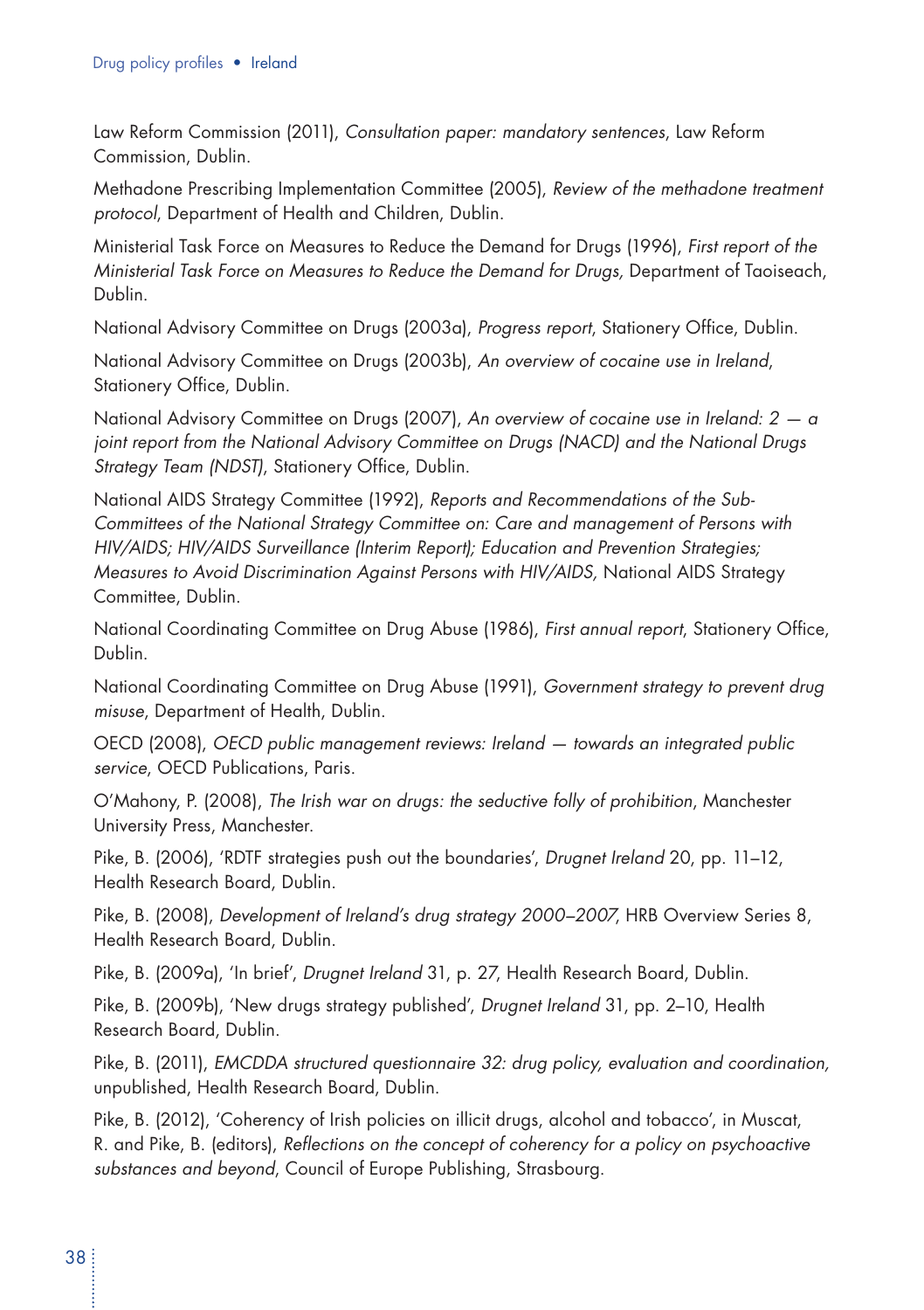Law Reform Commission (2011), *Consultation paper: mandatory sentences*, Law Reform Commission, Dublin.

Methadone Prescribing Implementation Committee (2005), *Review of the methadone treatment protocol*, Department of Health and Children, Dublin.

Ministerial Task Force on Measures to Reduce the Demand for Drugs (1996), *First report of the Ministerial Task Force on Measures to Reduce the Demand for Drugs,* Department of Taoiseach, Dublin.

National Advisory Committee on Drugs (2003a), *Progress report*, Stationery Office, Dublin.

National Advisory Committee on Drugs (2003b), *An overview of cocaine use in Ireland*, Stationery Office, Dublin.

National Advisory Committee on Drugs (2007), *An overview of cocaine use in Ireland: 2 — a joint report from the National Advisory Committee on Drugs (NACD) and the National Drugs Strategy Team (NDST)*, Stationery Office, Dublin.

National AIDS Strategy Committee (1992), *Reports and Recommendations of the Sub-Committees of the National Strategy Committee on: Care and management of Persons with HIV/AIDS; HIV/AIDS Surveillance (Interim Report); Education and Prevention Strategies; Measures to Avoid Discrimination Against Persons with HIV/AIDS,* National AIDS Strategy Committee, Dublin.

National Coordinating Committee on Drug Abuse (1986), *First annual report*, Stationery Office, Dublin.

National Coordinating Committee on Drug Abuse (1991), *Government strategy to prevent drug misuse*, Department of Health, Dublin.

OECD (2008), *OECD public management reviews: Ireland — towards an integrated public service*, OECD Publications, Paris.

O'Mahony, P. (2008), *The Irish war on drugs: the seductive folly of prohibition*, Manchester University Press, Manchester.

Pike, B. (2006), 'RDTF strategies push out the boundaries', *Drugnet Ireland* 20, pp. 11–12, Health Research Board, Dublin.

Pike, B. (2008), *Development of Ireland's drug strategy 2000–2007*, HRB Overview Series 8, Health Research Board, Dublin.

Pike, B. (2009a), 'In brief', *Drugnet Ireland* 31, p. 27, Health Research Board, Dublin.

Pike, B. (2009b), 'New drugs strategy published', *Drugnet Ireland* 31, pp. 2–10, Health Research Board, Dublin.

Pike, B. (2011), *EMCDDA structured questionnaire 32: drug policy, evaluation and coordination,* unpublished, Health Research Board, Dublin.

Pike, B. (2012), 'Coherency of Irish policies on illicit drugs, alcohol and tobacco', in Muscat, R. and Pike, B. (editors), *Reflections on the concept of coherency for a policy on psychoactive substances and beyond*, Council of Europe Publishing, Strasbourg.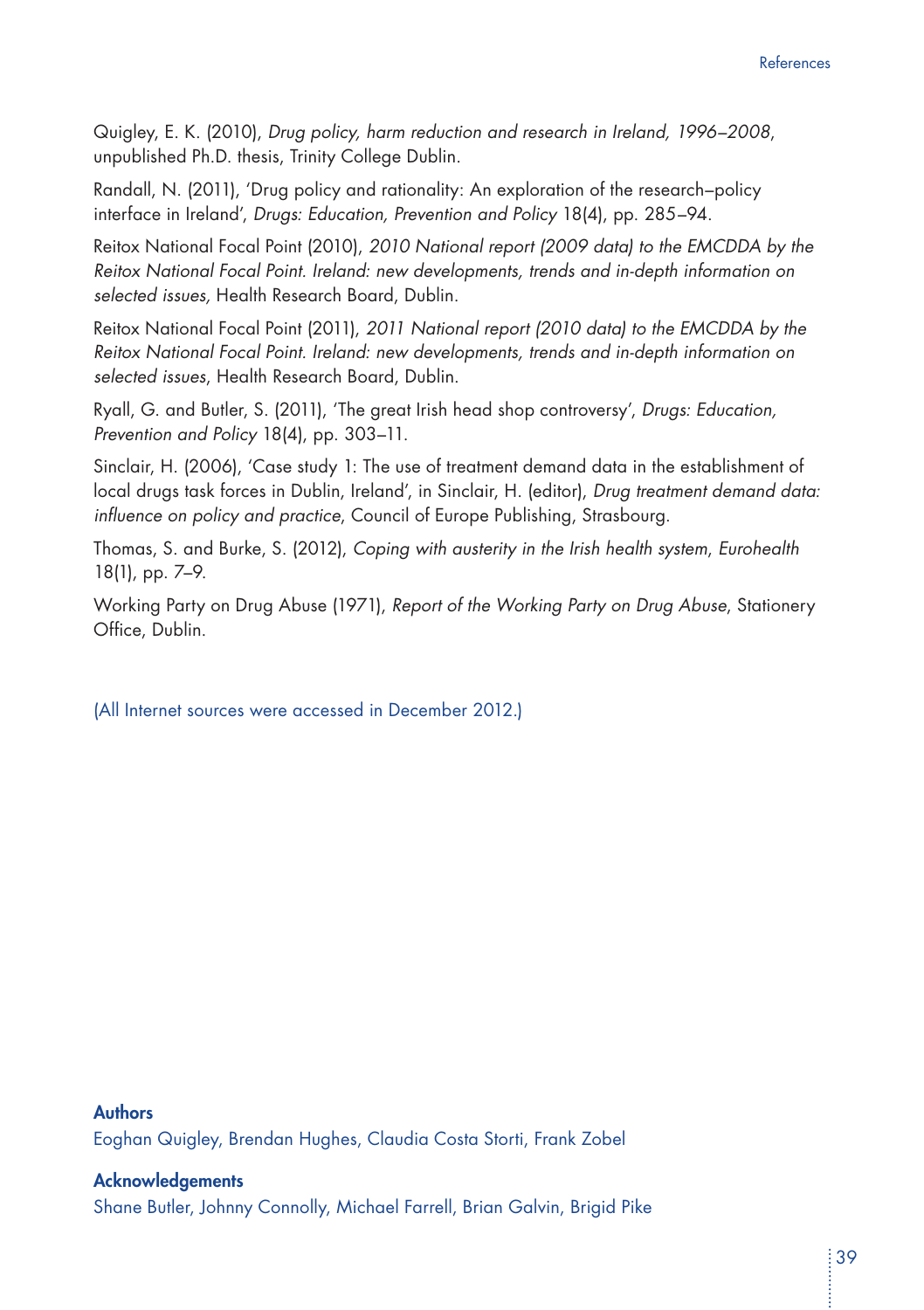Quigley, E. K. (2010), *Drug policy, harm reduction and research in Ireland, 1996–2008*, unpublished Ph.D. thesis, Trinity College Dublin.

Randall, N. (2011), 'Drug policy and rationality: An exploration of the research–policy interface in Ireland', *Drugs: Education, Prevention and Policy* 18(4), pp. 285–94.

Reitox National Focal Point (2010), *2010 National report (2009 data) to the EMCDDA by the Reitox National Focal Point. Ireland: new developments, trends and in-depth information on selected issues,* Health Research Board, Dublin.

Reitox National Focal Point (2011), *2011 National report (2010 data) to the EMCDDA by the Reitox National Focal Point. Ireland: new developments, trends and in-depth information on selected issues*, Health Research Board, Dublin.

Ryall, G. and Butler, S. (2011), 'The great Irish head shop controversy', *Drugs: Education, Prevention and Policy* 18(4), pp. 303–11.

Sinclair, H. (2006), 'Case study 1: The use of treatment demand data in the establishment of local drugs task forces in Dublin, Ireland', in Sinclair, H. (editor), *Drug treatment demand data: influence on policy and practice*, Council of Europe Publishing, Strasbourg.

Thomas, S. and Burke, S. (2012), *Coping with austerity in the Irish health system*, *Eurohealth* 18(1), pp. 7–9.

Working Party on Drug Abuse (1971), *Report of the Working Party on Drug Abuse*, Stationery Office, Dublin.

(All Internet sources were accessed in December 2012.)

**Authors**

Eoghan Quigley, Brendan Hughes, Claudia Costa Storti, Frank Zobel

**Acknowledgements**

Shane Butler, Johnny Connolly, Michael Farrell, Brian Galvin, Brigid Pike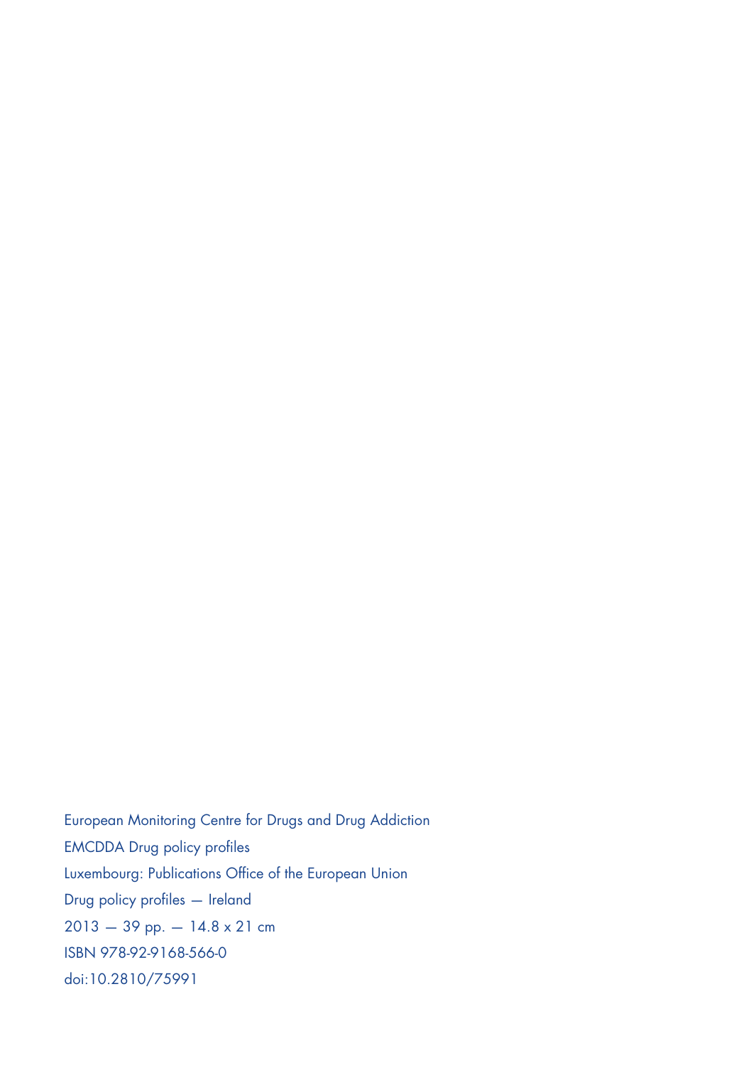European Monitoring Centre for Drugs and Drug Addiction

EMCDDA Drug policy profiles

Luxembourg: Publications Office of the European Union

Drug policy profiles — Ireland

2013 — 39 pp. — 14.8 x 21 cm

ISBN 978-92-9168-566-0

doi:10.2810/75991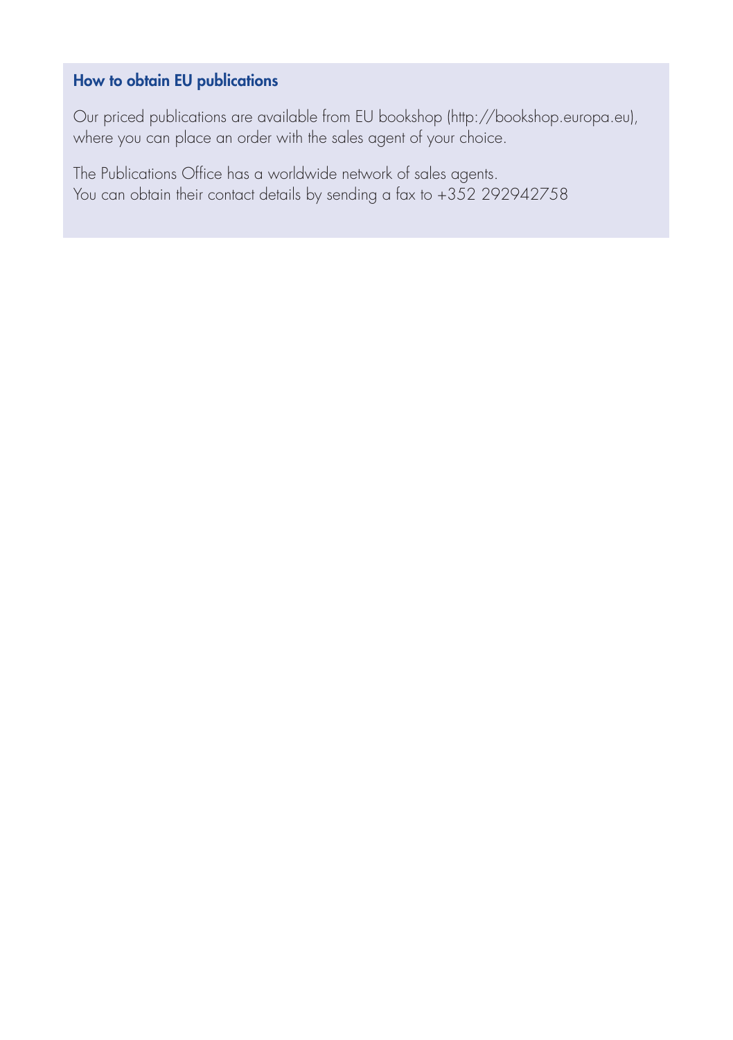## How to obtain EU publications

Our priced publications are available from EU bookshop (http://bookshop.europa.eu), where you can place an order with the sales agent of your choice.

The Publications Office has a worldwide network of sales agents.
You can obtain their contact details by sending a fax to +352 292942758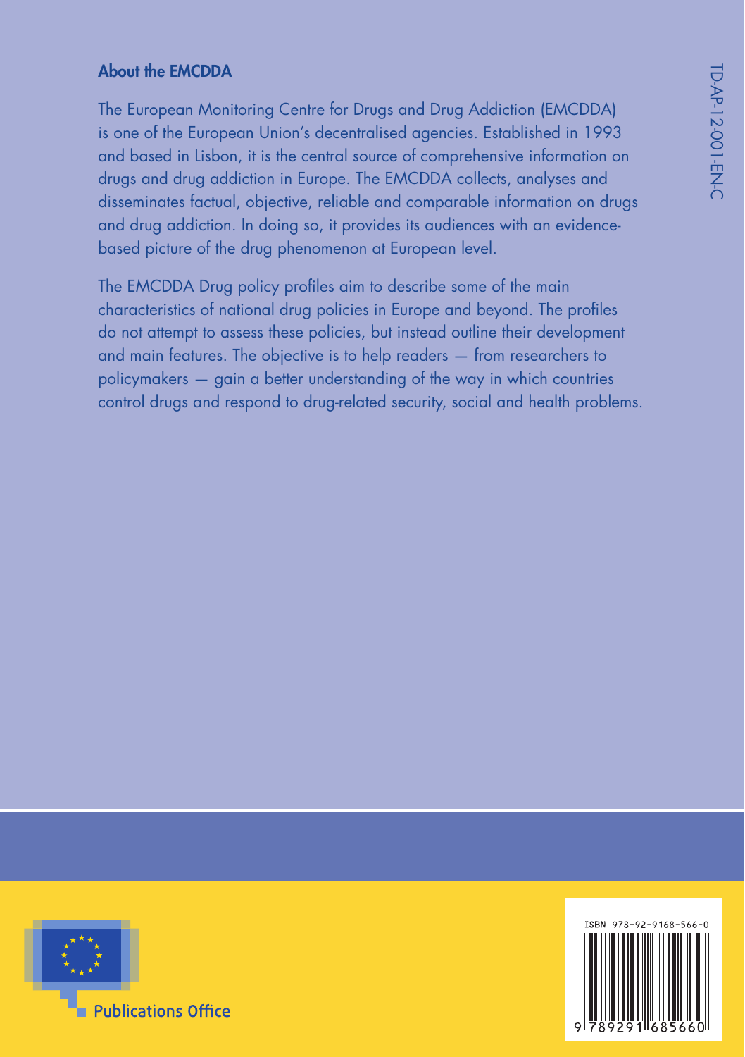TD-AP-12-001-EN-C

## About the EMCDDA

The European Monitoring Centre for Drugs and Drug Addiction (EMCDDA) is one of the European Union's decentralised agencies. Established in 1993 and based in Lisbon, it is the central source of comprehensive information on drugs and drug addiction in Europe. The EMCDDA collects, analyses and disseminates factual, objective, reliable and comparable information on drugs and drug addiction. In doing so, it provides its audiences with an evidence-based picture of the drug phenomenon at European level.

The EMCDDA Drug policy profiles aim to describe some of the main characteristics of national drug policies in Europe and beyond. The profiles do not attempt to assess these policies, but instead outline their development and main features. The objective is to help readers — from researchers to policymakers — gain a better understanding of the way in which countries control drugs and respond to drug-related security, social and health problems.

Publications Office

ISBN 978-92-9168-566-0